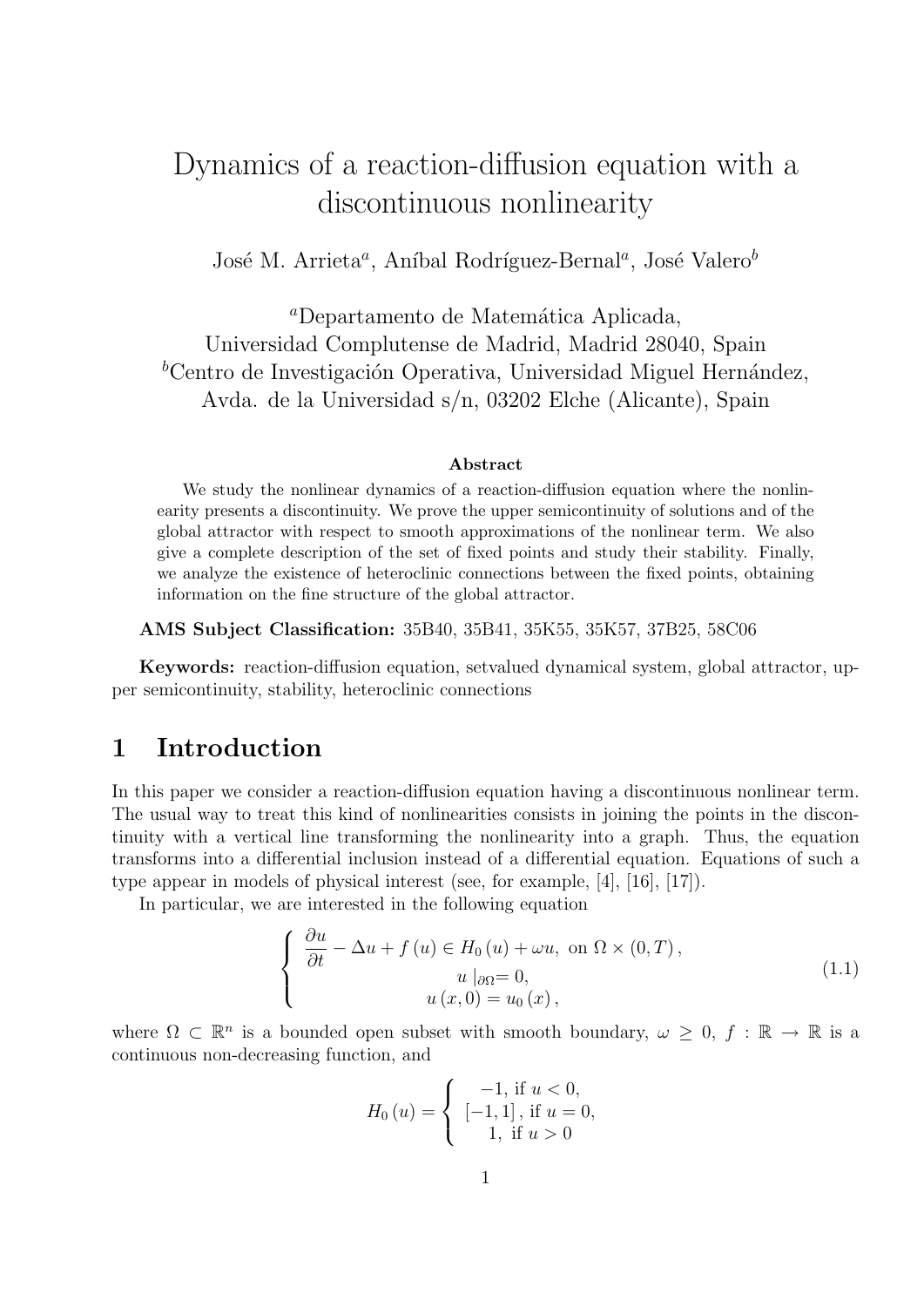# Dynamics of a reaction-diffusion equation with a discontinuous nonlinearity

José M. Arrieta[a], Aníbal Rodríguez-Bernal[a], José Valero[b]

[a]Departamento de Matemática Aplicada,
Universidad Complutense de Madrid, Madrid 28040, Spain
[b]Centro de Investigación Operativa, Universidad Miguel Hernández,
Avda. de la Universidad s/n, 03202 Elche (Alicante), Spain

### Abstract

We study the nonlinear dynamics of a reaction-diffusion equation where the nonlinearity presents a discontinuity. We prove the upper semicontinuity of solutions and of the global attractor with respect to smooth approximations of the nonlinear term. We also give a complete description of the set of fixed points and study their stability. Finally, we analyze the existence of heteroclinic connections between the fixed points, obtaining information on the fine structure of the global attractor.

**AMS Subject Classification:** 35B40, 35B41, 35K55, 35K57, 37B25, 58C06

**Keywords:** reaction-diffusion equation, setvalued dynamical system, global attractor, upper semicontinuity, stability, heteroclinic connections

## 1 Introduction

In this paper we consider a reaction-diffusion equation having a discontinuous nonlinear term. The usual way to treat this kind of nonlinearities consists in joining the points in the discontinuity with a vertical line transforming the nonlinearity into a graph. Thus, the equation transforms into a differential inclusion instead of a differential equation. Equations of such a type appear in models of physical interest (see, for example, [4], [16], [17]).

In particular, we are interested in the following equation

$$
\left\{
\begin{array}{c}
\dfrac{\partial u}{\partial t} - \Delta u + f(u) \in H_0(u) + \omega u, \text{ on } \Omega \times (0,T), \\
u\mid_{\partial\Omega} = 0, \\
u(x,0) = u_0(x),
\end{array}
\right.
\tag{1.1}
$$

where $\Omega \subset \mathbb{R}^n$ is a bounded open subset with smooth boundary, $\omega \geq 0$, $f : \mathbb{R} \to \mathbb{R}$ is a continuous non-decreasing function, and

$$
H_0(u) = \left\{
\begin{array}{c}
-1, \text{ if } u < 0, \\
[-1,1], \text{ if } u = 0, \\
1, \text{ if } u > 0
\end{array}
\right.
$$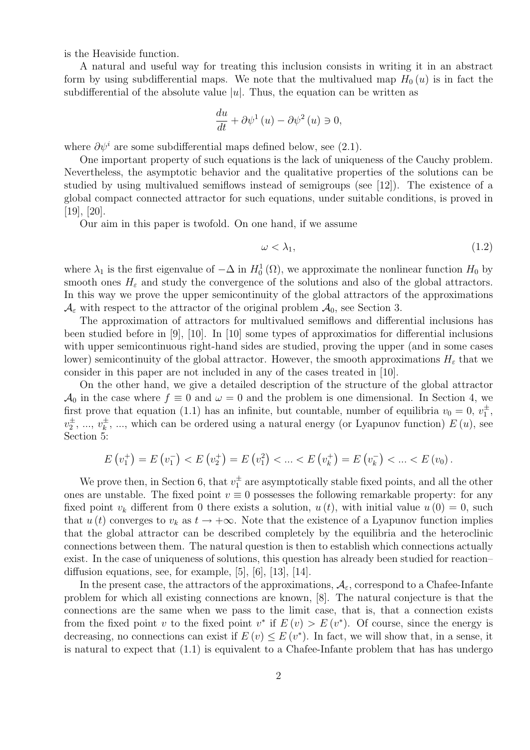is the Heaviside function.

A natural and useful way for treating this inclusion consists in writing it in an abstract form by using subdifferential maps. We note that the multivalued map $H_0(u)$ is in fact the subdifferential of the absolute value $|u|$. Thus, the equation can be written as

$$\frac{du}{dt} + \partial\psi^1(u) - \partial\psi^2(u) \ni 0,$$

where $\partial\psi^i$ are some subdifferential maps defined below, see (2.1).

One important property of such equations is the lack of uniqueness of the Cauchy problem. Nevertheless, the asymptotic behavior and the qualitative properties of the solutions can be studied by using multivalued semiflows instead of semigroups (see [12]). The existence of a global compact connected attractor for such equations, under suitable conditions, is proved in [19], [20].

Our aim in this paper is twofold. On one hand, if we assume

$$\omega < \lambda_1, \tag{1.2}$$

where $\lambda_1$ is the first eigenvalue of $-\Delta$ in $H_0^1(\Omega)$, we approximate the nonlinear function $H_0$ by smooth ones $H_\varepsilon$ and study the convergence of the solutions and also of the global attractors. In this way we prove the upper semicontinuity of the global attractors of the approximations $\mathcal{A}_\varepsilon$ with respect to the attractor of the original problem $\mathcal{A}_0$, see Section 3.

The approximation of attractors for multivalued semiflows and differential inclusions has been studied before in [9], [10]. In [10] some types of approximatios for differential inclusions with upper semicontinuous right-hand sides are studied, proving the upper (and in some cases lower) semicontinuity of the global attractor. However, the smooth approximations $H_\varepsilon$ that we consider in this paper are not included in any of the cases treated in [10].

On the other hand, we give a detailed description of the structure of the global attractor $\mathcal{A}_0$ in the case where $f \equiv 0$ and $\omega = 0$ and the problem is one dimensional. In Section 4, we first prove that equation (1.1) has an infinite, but countable, number of equilibria $v_0 = 0$, $v_1^\pm$, $v_2^\pm$, ..., $v_k^\pm$, ..., which can be ordered using a natural energy (or Lyapunov function) $E(u)$, see Section 5:

$$E\left(v_1^+\right) = E\left(v_1^-\right) < E\left(v_2^+\right) = E\left(v_1^2\right) < ... < E\left(v_k^+\right) = E\left(v_k^-\right) < ... < E\left(v_0\right).$$

We prove then, in Section 6, that $v_1^\pm$ are asymptotically stable fixed points, and all the other ones are unstable. The fixed point $v \equiv 0$ possesses the following remarkable property: for any fixed point $v_k$ different from 0 there exists a solution, $u(t)$, with initial value $u(0) = 0$, such that $u(t)$ converges to $v_k$ as $t \to +\infty$. Note that the existence of a Lyapunov function implies that the global attractor can be described completely by the equilibria and the heteroclinic connections between them. The natural question is then to establish which connections actually exist. In the case of uniqueness of solutions, this question has already been studied for reaction–diffusion equations, see, for example, [5], [6], [13], [14].

In the present case, the attractors of the approximations, $\mathcal{A}_\varepsilon$, correspond to a Chafee-Infante problem for which all existing connections are known, [8]. The natural conjecture is that the connections are the same when we pass to the limit case, that is, that a connection exists from the fixed point $v$ to the fixed point $v^*$ if $E(v) > E(v^*)$. Of course, since the energy is decreasing, no connections can exist if $E(v) \leq E(v^*)$. In fact, we will show that, in a sense, it is natural to expect that (1.1) is equivalent to a Chafee-Infante problem that has has undergo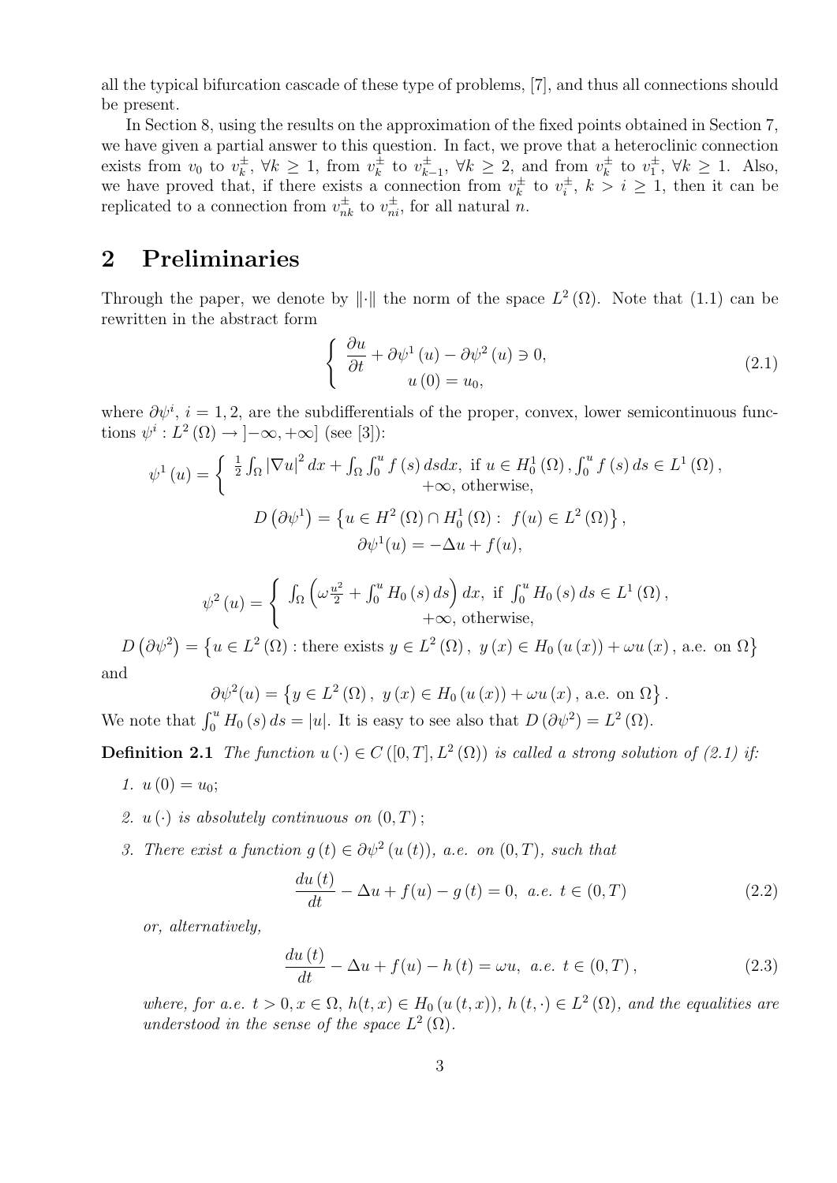all the typical bifurcation cascade of these type of problems, [7], and thus all connections should be present.

In Section 8, using the results on the approximation of the fixed points obtained in Section 7, we have given a partial answer to this question. In fact, we prove that a heteroclinic connection exists from $v_0$ to $v_k^{\pm}$, $\forall k \geq 1$, from $v_k^{\pm}$ to $v_{k-1}^{\pm}$, $\forall k \geq 2$, and from $v_k^{\pm}$ to $v_1^{\pm}$, $\forall k \geq 1$. Also, we have proved that, if there exists a connection from $v_k^{\pm}$ to $v_i^{\pm}$, $k > i \geq 1$, then it can be replicated to a connection from $v_{nk}^{\pm}$ to $v_{ni}^{\pm}$, for all natural $n$.

## 2 Preliminaries

Through the paper, we denote by $\|\cdot\|$ the norm of the space $L^2(\Omega)$. Note that (1.1) can be rewritten in the abstract form

$$\left\{ \begin{array}{c} \dfrac{\partial u}{\partial t} + \partial\psi^1(u) - \partial\psi^2(u) \ni 0, \\ u(0) = u_0, \end{array} \right. \tag{2.1}$$

where $\partial\psi^i$, $i = 1, 2$, are the subdifferentials of the proper, convex, lower semicontinuous functions $\psi^i : L^2(\Omega) \to ]-\infty, +\infty]$ (see [3]):

$$\psi^1(u) = \left\{ \begin{array}{c} \frac{1}{2}\int_\Omega |\nabla u|^2 dx + \int_\Omega \int_0^u f(s)\, ds dx, \text{ if } u \in H_0^1(\Omega), \int_0^u f(s)\, ds \in L^1(\Omega), \\ +\infty, \text{ otherwise}, \end{array} \right.$$

$$D\left(\partial\psi^1\right) = \left\{ u \in H^2(\Omega) \cap H_0^1(\Omega) : \ f(u) \in L^2(\Omega) \right\},$$

$$\partial\psi^1(u) = -\Delta u + f(u),$$

$$\psi^2(u) = \left\{ \begin{array}{c} \int_\Omega \left( \omega \frac{u^2}{2} + \int_0^u H_0(s)\, ds \right) dx, \text{ if } \int_0^u H_0(s)\, ds \in L^1(\Omega), \\ +\infty, \text{ otherwise}, \end{array} \right.$$

$$D\left(\partial\psi^2\right) = \left\{ u \in L^2(\Omega) : \text{there exists } y \in L^2(\Omega),\ y(x) \in H_0(u(x)) + \omega u(x), \text{ a.e. on } \Omega \right\}$$

and

$$\partial\psi^2(u) = \left\{ y \in L^2(\Omega),\ y(x) \in H_0(u(x)) + \omega u(x), \text{ a.e. on } \Omega \right\}.$$

We note that $\int_0^u H_0(s)\, ds = |u|$. It is easy to see also that $D(\partial\psi^2) = L^2(\Omega)$.

**Definition 2.1** *The function $u(\cdot) \in C([0,T], L^2(\Omega))$ is called a strong solution of (2.1) if:*

1. $u(0) = u_0$;
2. *$u(\cdot)$ is absolutely continuous on $(0,T)$;*
3. *There exist a function $g(t) \in \partial\psi^2(u(t))$, a.e. on $(0,T)$, such that*

$$\frac{du(t)}{dt} - \Delta u + f(u) - g(t) = 0, \text{ a.e. } t \in (0,T) \tag{2.2}$$

*or, alternatively,*

$$\frac{du(t)}{dt} - \Delta u + f(u) - h(t) = \omega u, \text{ a.e. } t \in (0,T), \tag{2.3}$$

*where, for a.e. $t > 0, x \in \Omega$, $h(t,x) \in H_0(u(t,x))$, $h(t,\cdot) \in L^2(\Omega)$, and the equalities are understood in the sense of the space $L^2(\Omega)$.*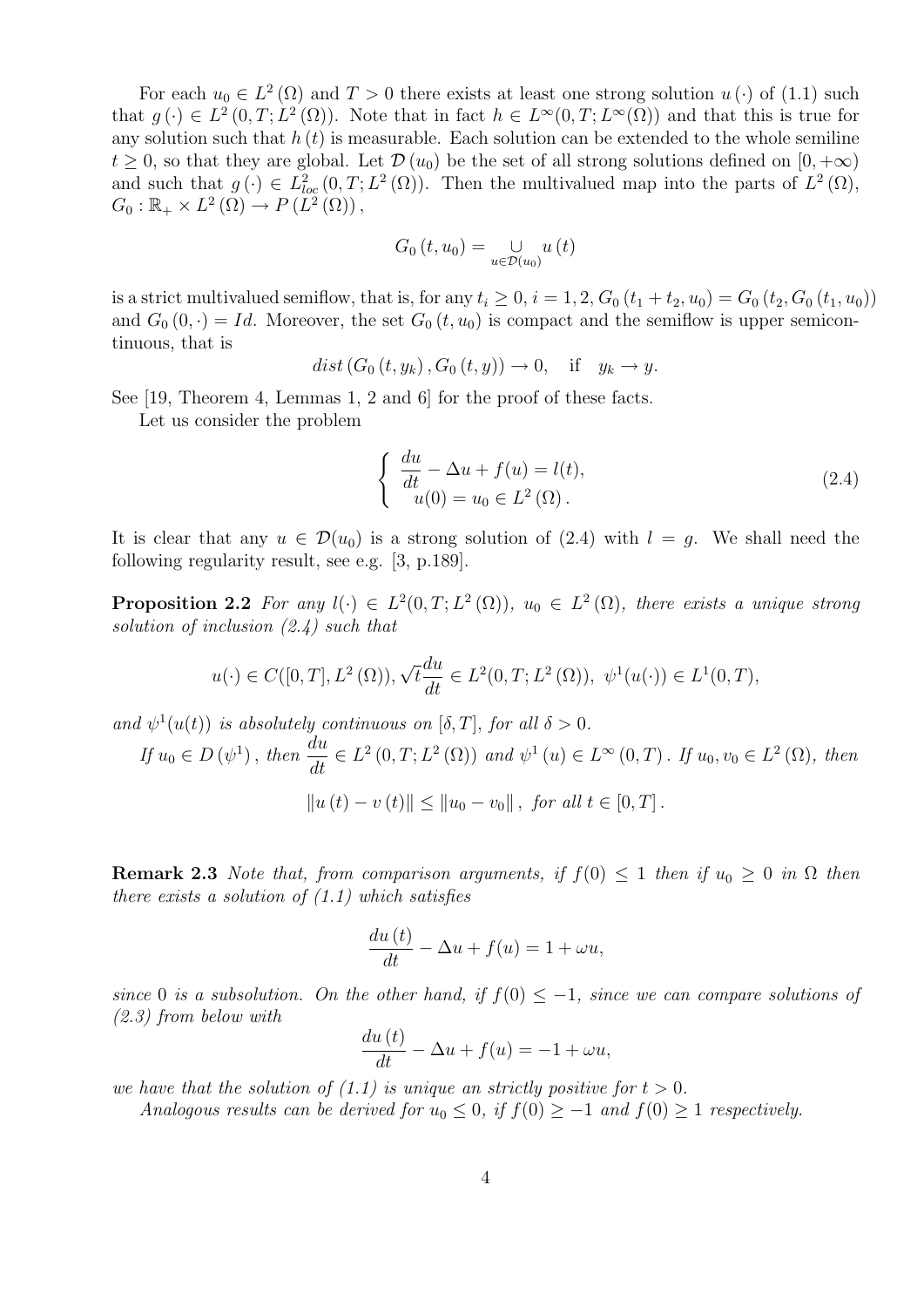For each $u_0 \in L^2(\Omega)$ and $T > 0$ there exists at least one strong solution $u(\cdot)$ of (1.1) such that $g(\cdot) \in L^2(0,T;L^2(\Omega))$. Note that in fact $h \in L^\infty(0,T;L^\infty(\Omega))$ and that this is true for any solution such that $h(t)$ is measurable. Each solution can be extended to the whole semiline $t \geq 0$, so that they are global. Let $\mathcal{D}(u_0)$ be the set of all strong solutions defined on $[0,+\infty)$ and such that $g(\cdot) \in L^2_{loc}(0,T;L^2(\Omega))$. Then the multivalued map into the parts of $L^2(\Omega)$, $G_0 : \mathbb{R}_+ \times L^2(\Omega) \to P(L^2(\Omega))$,

$$G_0(t,u_0) = \underset{u \in \mathcal{D}(u_0)}{\cup} u(t)$$

is a strict multivalued semiflow, that is, for any $t_i \geq 0$, $i = 1,2$, $G_0(t_1 + t_2, u_0) = G_0(t_2, G_0(t_1, u_0))$ and $G_0(0,\cdot) = Id$. Moreover, the set $G_0(t,u_0)$ is compact and the semiflow is upper semicontinuous, that is

$$dist(G_0(t,y_k), G_0(t,y)) \to 0, \quad \text{if} \quad y_k \to y.$$

See [19, Theorem 4, Lemmas 1, 2 and 6] for the proof of these facts.

Let us consider the problem

$$\left\{ \begin{array}{l} \dfrac{du}{dt} - \Delta u + f(u) = l(t), \\ u(0) = u_0 \in L^2(\Omega). \end{array} \right. \tag{2.4}$$

It is clear that any $u \in \mathcal{D}(u_0)$ is a strong solution of (2.4) with $l = g$. We shall need the following regularity result, see e.g. [3, p.189].

**Proposition 2.2** *For any $l(\cdot) \in L^2(0,T;L^2(\Omega))$, $u_0 \in L^2(\Omega)$, there exists a unique strong solution of inclusion (2.4) such that*

$$u(\cdot) \in C([0,T],L^2(\Omega)), \sqrt{t}\frac{du}{dt} \in L^2(0,T;L^2(\Omega)),\ \psi^1(u(\cdot)) \in L^1(0,T),$$

*and $\psi^1(u(t))$ is absolutely continuous on $[\delta,T]$, for all $\delta > 0$.*

*If $u_0 \in D(\psi^1)$, then $\dfrac{du}{dt} \in L^2(0,T;L^2(\Omega))$ and $\psi^1(u) \in L^\infty(0,T)$. If $u_0, v_0 \in L^2(\Omega)$, then*

$$\|u(t) - v(t)\| \leq \|u_0 - v_0\|, \text{ for all } t \in [0,T].$$

**Remark 2.3** *Note that, from comparison arguments, if $f(0) \leq 1$ then if $u_0 \geq 0$ in $\Omega$ then there exists a solution of (1.1) which satisfies*

$$\frac{du(t)}{dt} - \Delta u + f(u) = 1 + \omega u,$$

*since 0 is a subsolution. On the other hand, if $f(0) \leq -1$, since we can compare solutions of (2.3) from below with*

$$\frac{du(t)}{dt} - \Delta u + f(u) = -1 + \omega u,$$

*we have that the solution of (1.1) is unique an strictly positive for $t > 0$.*

*Analogous results can be derived for $u_0 \leq 0$, if $f(0) \geq -1$ and $f(0) \geq 1$ respectively.*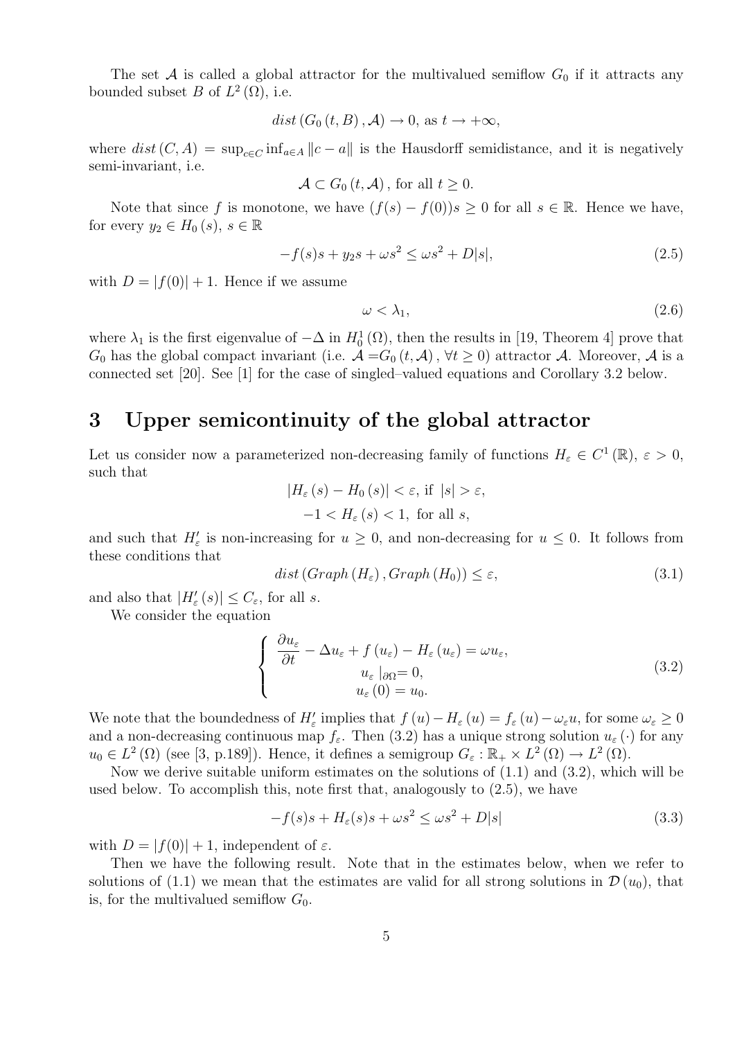The set $\mathcal{A}$ is called a global attractor for the multivalued semiflow $G_0$ if it attracts any bounded subset $B$ of $L^2(\Omega)$, i.e.

$$dist\left(G_0\left(t,B\right),\mathcal{A}\right)\rightarrow 0,\text{ as } t\rightarrow+\infty,$$

where $dist\left(C,A\right)=\sup_{c\in C}\inf_{a\in A}\|c-a\|$ is the Hausdorff semidistance, and it is negatively semi-invariant, i.e.

$$\mathcal{A}\subset G_0\left(t,\mathcal{A}\right),\text{ for all } t\geq 0.$$

Note that since $f$ is monotone, we have $(f(s)-f(0))s\geq 0$ for all $s\in\mathbb{R}$. Hence we have, for every $y_2\in H_0\left(s\right)$, $s\in\mathbb{R}$

$$-f(s)s+y_2s+\omega s^2\leq\omega s^2+D|s|,\tag{2.5}$$

with $D=|f(0)|+1$. Hence if we assume

$$\omega<\lambda_1,\tag{2.6}$$

where $\lambda_1$ is the first eigenvalue of $-\Delta$ in $H_0^1\left(\Omega\right)$, then the results in [19, Theorem 4] prove that $G_0$ has the global compact invariant (i.e. $\mathcal{A}=G_0\left(t,\mathcal{A}\right)$, $\forall t\geq 0$) attractor $\mathcal{A}$. Moreover, $\mathcal{A}$ is a connected set [20]. See [1] for the case of singled–valued equations and Corollary 3.2 below.

# 3 Upper semicontinuity of the global attractor

Let us consider now a parameterized non-decreasing family of functions $H_\varepsilon\in C^1\left(\mathbb{R}\right)$, $\varepsilon>0$, such that

$$\left|H_\varepsilon\left(s\right)-H_0\left(s\right)\right|<\varepsilon,\text{ if } |s|>\varepsilon,$$

$$-1<H_\varepsilon\left(s\right)<1,\text{ for all } s,$$

and such that $H_\varepsilon'$ is non-increasing for $u\geq 0$, and non-decreasing for $u\leq 0$. It follows from these conditions that

$$dist\left(Graph\left(H_\varepsilon\right),Graph\left(H_0\right)\right)\leq\varepsilon,\tag{3.1}$$

and also that $\left|H_\varepsilon'\left(s\right)\right|\leq C_\varepsilon$, for all $s$.

We consider the equation

$$\left\{\begin{array}{c}\dfrac{\partial u_\varepsilon}{\partial t}-\Delta u_\varepsilon+f\left(u_\varepsilon\right)-H_\varepsilon\left(u_\varepsilon\right)=\omega u_\varepsilon,\\ u_\varepsilon\mid_{\partial\Omega}=0,\\ u_\varepsilon\left(0\right)=u_0.\end{array}\right.\tag{3.2}$$

We note that the boundedness of $H_\varepsilon'$ implies that $f\left(u\right)-H_\varepsilon\left(u\right)=f_\varepsilon\left(u\right)-\omega_\varepsilon u$, for some $\omega_\varepsilon\geq 0$ and a non-decreasing continuous map $f_\varepsilon$. Then (3.2) has a unique strong solution $u_\varepsilon\left(\cdot\right)$ for any $u_0\in L^2\left(\Omega\right)$ (see [3, p.189]). Hence, it defines a semigroup $G_\varepsilon:\mathbb{R}_+\times L^2\left(\Omega\right)\rightarrow L^2\left(\Omega\right)$.

Now we derive suitable uniform estimates on the solutions of (1.1) and (3.2), which will be used below. To accomplish this, note first that, analogously to (2.5), we have

$$-f(s)s+H_\varepsilon(s)s+\omega s^2\leq\omega s^2+D|s|\tag{3.3}$$

with $D=|f(0)|+1$, independent of $\varepsilon$.

Then we have the following result. Note that in the estimates below, when we refer to solutions of (1.1) we mean that the estimates are valid for all strong solutions in $\mathcal{D}\left(u_0\right)$, that is, for the multivalued semiflow $G_0$.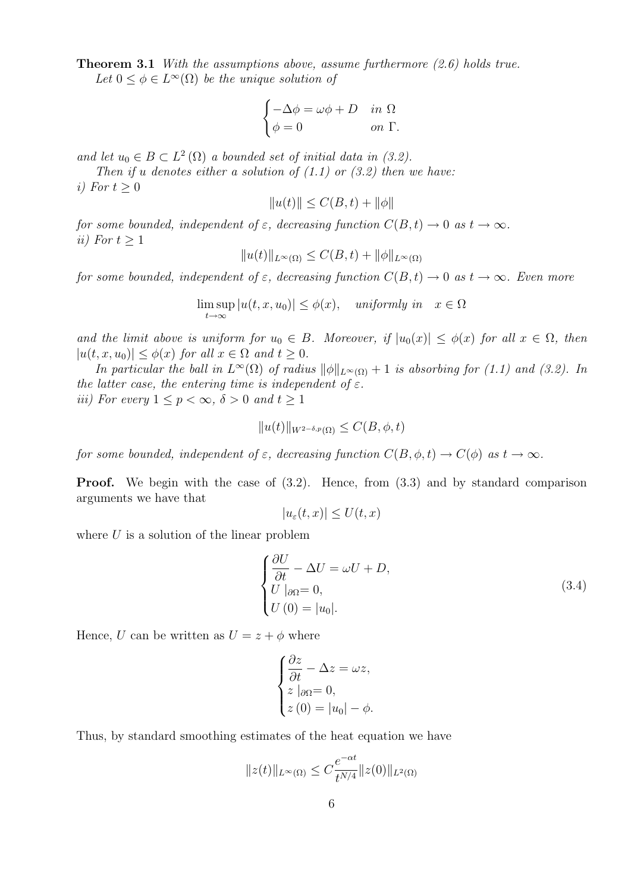**Theorem 3.1** *With the assumptions above, assume furthermore (2.6) holds true.*

*Let $0 \leq \phi \in L^{\infty}(\Omega)$ be the unique solution of*

$$\begin{cases} -\Delta \phi = \omega \phi + D & \text{in } \Omega \\ \phi = 0 & \text{on } \Gamma. \end{cases}$$

*and let $u_0 \in B \subset L^2(\Omega)$ a bounded set of initial data in (3.2).*

*Then if $u$ denotes either a solution of (1.1) or (3.2) then we have:*

*i) For $t \geq 0$*

$$\|u(t)\| \leq C(B,t) + \|\phi\|$$

*for some bounded, independent of $\varepsilon$, decreasing function $C(B,t) \to 0$ as $t \to \infty$.*

*ii) For $t \geq 1$*

$$\|u(t)\|_{L^{\infty}(\Omega)} \leq C(B,t) + \|\phi\|_{L^{\infty}(\Omega)}$$

*for some bounded, independent of $\varepsilon$, decreasing function $C(B,t) \to 0$ as $t \to \infty$. Even more*

$$\limsup_{t\to\infty} |u(t,x,u_0)| \leq \phi(x), \quad \text{uniformly in} \quad x \in \Omega$$

*and the limit above is uniform for $u_0 \in B$. Moreover, if $|u_0(x)| \leq \phi(x)$ for all $x \in \Omega$, then $|u(t,x,u_0)| \leq \phi(x)$ for all $x \in \Omega$ and $t \geq 0$.*

*In particular the ball in $L^{\infty}(\Omega)$ of radius $\|\phi\|_{L^{\infty}(\Omega)} + 1$ is absorbing for (1.1) and (3.2). In the latter case, the entering time is independent of $\varepsilon$.*

*iii) For every $1 \leq p < \infty$, $\delta > 0$ and $t \geq 1$*

$$\|u(t)\|_{W^{2-\delta,p}(\Omega)} \leq C(B,\phi,t)$$

*for some bounded, independent of $\varepsilon$, decreasing function $C(B,\phi,t) \to C(\phi)$ as $t \to \infty$.*

**Proof.** We begin with the case of (3.2). Hence, from (3.3) and by standard comparison arguments we have that

$$|u_{\varepsilon}(t,x)| \leq U(t,x)$$

where $U$ is a solution of the linear problem

$$\begin{cases} \dfrac{\partial U}{\partial t} - \Delta U = \omega U + D, \\ U\mid_{\partial\Omega} = 0, \\ U(0) = |u_0|. \end{cases} \tag{3.4}$$

Hence, $U$ can be written as $U = z + \phi$ where

$$\begin{cases} \dfrac{\partial z}{\partial t} - \Delta z = \omega z, \\ z\mid_{\partial\Omega} = 0, \\ z(0) = |u_0| - \phi. \end{cases}$$

Thus, by standard smoothing estimates of the heat equation we have

$$\|z(t)\|_{L^{\infty}(\Omega)} \leq C \frac{e^{-\alpha t}}{t^{N/4}} \|z(0)\|_{L^2(\Omega)}$$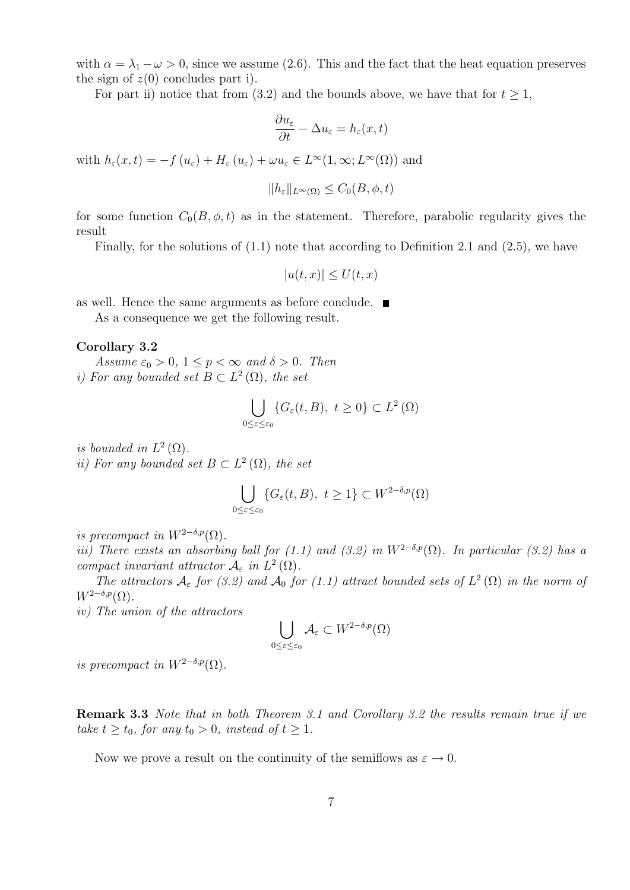with $\alpha = \lambda_1 - \omega > 0$, since we assume (2.6). This and the fact that the heat equation preserves the sign of $z(0)$ concludes part i).

For part ii) notice that from (3.2) and the bounds above, we have that for $t \geq 1$,

$$\frac{\partial u_\varepsilon}{\partial t} - \Delta u_\varepsilon = h_\varepsilon(x, t)$$

with $h_\varepsilon(x,t) = -f(u_\varepsilon) + H_\varepsilon(u_\varepsilon) + \omega u_\varepsilon \in L^\infty(1, \infty; L^\infty(\Omega))$ and

$$\|h_\varepsilon\|_{L^\infty(\Omega)} \leq C_0(B, \phi, t)$$

for some function $C_0(B, \phi, t)$ as in the statement. Therefore, parabolic regularity gives the result

Finally, for the solutions of (1.1) note that according to Definition 2.1 and (2.5), we have

$$|u(t,x)| \leq U(t,x)$$

as well. Hence the same arguments as before conclude. ∎

As a consequence we get the following result.

**Corollary 3.2**

*Assume $\varepsilon_0 > 0$, $1 \leq p < \infty$ and $\delta > 0$. Then*
*i) For any bounded set $B \subset L^2(\Omega)$, the set*

$$\bigcup_{0 \leq \varepsilon \leq \varepsilon_0} \{G_\varepsilon(t, B),\ t \geq 0\} \subset L^2(\Omega)$$

*is bounded in $L^2(\Omega)$.*
*ii) For any bounded set $B \subset L^2(\Omega)$, the set*

$$\bigcup_{0 \leq \varepsilon \leq \varepsilon_0} \{G_\varepsilon(t, B),\ t \geq 1\} \subset W^{2-\delta,p}(\Omega)$$

*is precompact in $W^{2-\delta,p}(\Omega)$.*
*iii) There exists an absorbing ball for (1.1) and (3.2) in $W^{2-\delta,p}(\Omega)$. In particular (3.2) has a compact invariant attractor $\mathcal{A}_\varepsilon$ in $L^2(\Omega)$.*

*The attractors $\mathcal{A}_\varepsilon$ for (3.2) and $\mathcal{A}_0$ for (1.1) attract bounded sets of $L^2(\Omega)$ in the norm of $W^{2-\delta,p}(\Omega)$.*
*iv) The union of the attractors*

$$\bigcup_{0 \leq \varepsilon \leq \varepsilon_0} \mathcal{A}_\varepsilon \subset W^{2-\delta,p}(\Omega)$$

*is precompact in $W^{2-\delta,p}(\Omega)$.*

**Remark 3.3** *Note that in both Theorem 3.1 and Corollary 3.2 the results remain true if we take $t \geq t_0$, for any $t_0 > 0$, instead of $t \geq 1$.*

Now we prove a result on the continuity of the semiflows as $\varepsilon \to 0$.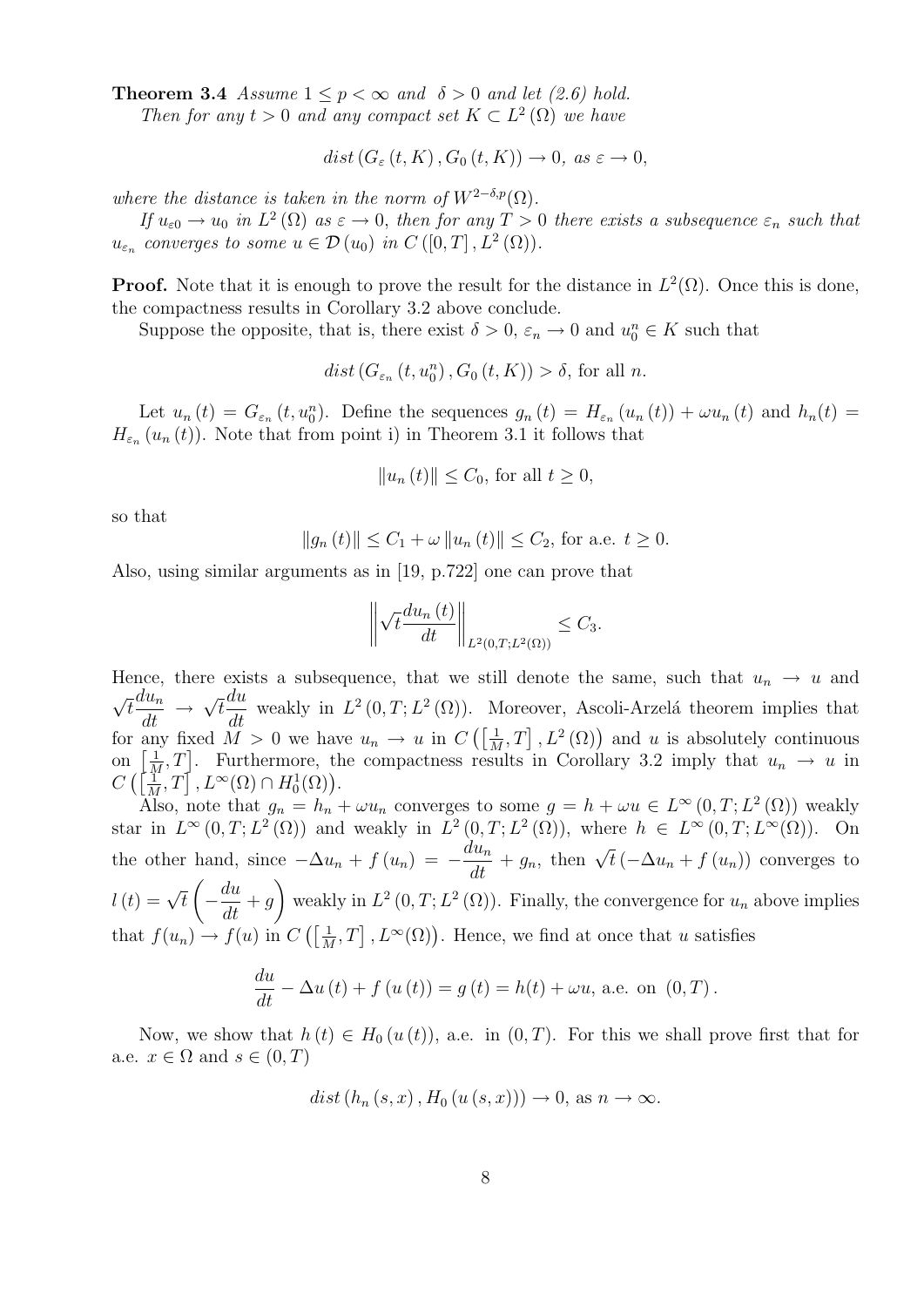**Theorem 3.4** *Assume $1 \leq p < \infty$ and $\delta > 0$ and let (2.6) hold.*
*Then for any $t > 0$ and any compact set $K \subset L^2(\Omega)$ we have*

$$dist\left(G_{\varepsilon}(t,K), G_0(t,K)\right) \to 0, \text{ as } \varepsilon \to 0,$$

*where the distance is taken in the norm of $W^{2-\delta,p}(\Omega)$.*

*If $u_{\varepsilon 0} \to u_0$ in $L^2(\Omega)$ as $\varepsilon \to 0$, then for any $T > 0$ there exists a subsequence $\varepsilon_n$ such that $u_{\varepsilon_n}$ converges to some $u \in \mathcal{D}(u_0)$ in $C([0,T], L^2(\Omega))$.*

**Proof.** Note that it is enough to prove the result for the distance in $L^2(\Omega)$. Once this is done, the compactness results in Corollary 3.2 above conclude.

Suppose the opposite, that is, there exist $\delta > 0$, $\varepsilon_n \to 0$ and $u_0^n \in K$ such that

$$dist\left(G_{\varepsilon_n}(t,u_0^n), G_0(t,K)\right) > \delta, \text{ for all } n.$$

Let $u_n(t) = G_{\varepsilon_n}(t,u_0^n)$. Define the sequences $g_n(t) = H_{\varepsilon_n}(u_n(t)) + \omega u_n(t)$ and $h_n(t) = H_{\varepsilon_n}(u_n(t))$. Note that from point i) in Theorem 3.1 it follows that

$$\|u_n(t)\| \leq C_0, \text{ for all } t \geq 0,$$

so that

$$\|g_n(t)\| \leq C_1 + \omega \|u_n(t)\| \leq C_2, \text{ for a.e. } t \geq 0.$$

Also, using similar arguments as in [19, p.722] one can prove that

$$\left\| \sqrt{t} \frac{du_n(t)}{dt} \right\|_{L^2(0,T;L^2(\Omega))} \leq C_3.$$

Hence, there exists a subsequence, that we still denote the same, such that $u_n \to u$ and $\sqrt{t}\dfrac{du_n}{dt} \to \sqrt{t}\dfrac{du}{dt}$ weakly in $L^2(0,T;L^2(\Omega))$. Moreover, Ascoli-Arzelá theorem implies that for any fixed $M > 0$ we have $u_n \to u$ in $C\left(\left[\frac{1}{M},T\right], L^2(\Omega)\right)$ and $u$ is absolutely continuous on $\left[\frac{1}{M},T\right]$. Furthermore, the compactness results in Corollary 3.2 imply that $u_n \to u$ in $C\left(\left[\frac{1}{M},T\right], L^\infty(\Omega) \cap H_0^1(\Omega)\right)$.

Also, note that $g_n = h_n + \omega u_n$ converges to some $g = h + \omega u \in L^\infty(0,T;L^2(\Omega))$ weakly star in $L^\infty(0,T;L^2(\Omega))$ and weakly in $L^2(0,T;L^2(\Omega))$, where $h \in L^\infty(0,T;L^\infty(\Omega))$. On the other hand, since $-\Delta u_n + f(u_n) = -\dfrac{du_n}{dt} + g_n$, then $\sqrt{t}\left(-\Delta u_n + f(u_n)\right)$ converges to $l(t) = \sqrt{t}\left(-\dfrac{du}{dt} + g\right)$ weakly in $L^2(0,T;L^2(\Omega))$. Finally, the convergence for $u_n$ above implies that $f(u_n) \to f(u)$ in $C\left(\left[\frac{1}{M},T\right], L^\infty(\Omega)\right)$. Hence, we find at once that $u$ satisfies

$$\frac{du}{dt} - \Delta u(t) + f(u(t)) = g(t) = h(t) + \omega u, \text{ a.e. on } (0,T).$$

Now, we show that $h(t) \in H_0(u(t))$, a.e. in $(0,T)$. For this we shall prove first that for a.e. $x \in \Omega$ and $s \in (0,T)$

$$dist\left(h_n(s,x), H_0(u(s,x))\right) \to 0, \text{ as } n \to \infty.$$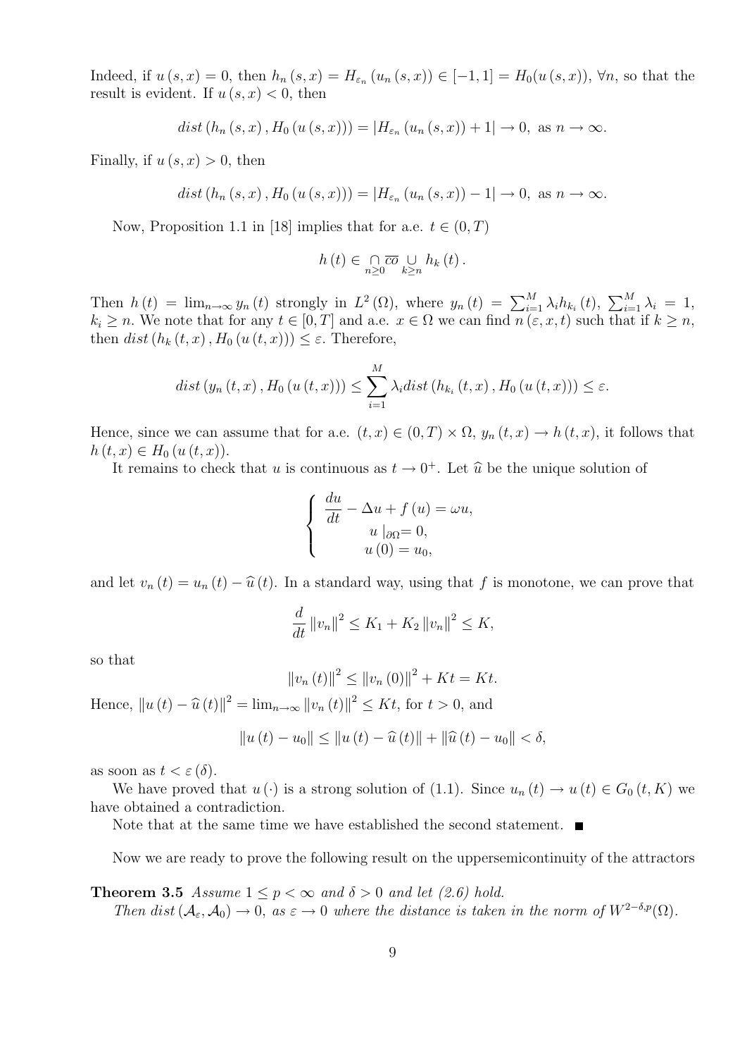Indeed, if $u(s,x) = 0$, then $h_n(s,x) = H_{\varepsilon_n}(u_n(s,x)) \in [-1,1] = H_0(u(s,x))$, $\forall n$, so that the result is evident. If $u(s,x) < 0$, then

$$dist\left(h_n(s,x), H_0(u(s,x))\right) = \left|H_{\varepsilon_n}(u_n(s,x)) + 1\right| \to 0, \text{ as } n \to \infty.$$

Finally, if $u(s,x) > 0$, then

$$dist\left(h_n(s,x), H_0(u(s,x))\right) = \left|H_{\varepsilon_n}(u_n(s,x)) - 1\right| \to 0, \text{ as } n \to \infty.$$

Now, Proposition 1.1 in [18] implies that for a.e. $t \in (0,T)$

$$h(t) \in \underset{n\geq 0}{\cap} \overline{co} \underset{k\geq n}{\cup} h_k(t).$$

Then $h(t) = \lim_{n\to\infty} y_n(t)$ strongly in $L^2(\Omega)$, where $y_n(t) = \sum_{i=1}^{M} \lambda_i h_{k_i}(t)$, $\sum_{i=1}^{M} \lambda_i = 1$, $k_i \geq n$. We note that for any $t \in [0,T]$ and a.e. $x \in \Omega$ we can find $n(\varepsilon, x, t)$ such that if $k \geq n$, then $dist\left(h_k(t,x), H_0(u(t,x))\right) \leq \varepsilon$. Therefore,

$$dist\left(y_n(t,x), H_0(u(t,x))\right) \leq \sum_{i=1}^{M} \lambda_i dist\left(h_{k_i}(t,x), H_0(u(t,x))\right) \leq \varepsilon.$$

Hence, since we can assume that for a.e. $(t,x) \in (0,T) \times \Omega$, $y_n(t,x) \to h(t,x)$, it follows that $h(t,x) \in H_0(u(t,x))$.

It remains to check that $u$ is continuous as $t \to 0^+$. Let $\widehat{u}$ be the unique solution of

$$\begin{cases} \dfrac{du}{dt} - \Delta u + f(u) = \omega u, \\ u\mid_{\partial\Omega} = 0, \\ u(0) = u_0, \end{cases}$$

and let $v_n(t) = u_n(t) - \widehat{u}(t)$. In a standard way, using that $f$ is monotone, we can prove that

$$\frac{d}{dt}\left\|v_n\right\|^2 \leq K_1 + K_2 \left\|v_n\right\|^2 \leq K,$$

so that

$$\left\|v_n(t)\right\|^2 \leq \left\|v_n(0)\right\|^2 + Kt = Kt.$$

Hence, $\left\|u(t) - \widehat{u}(t)\right\|^2 = \lim_{n\to\infty} \left\|v_n(t)\right\|^2 \leq Kt$, for $t > 0$, and

$$\left\|u(t) - u_0\right\| \leq \left\|u(t) - \widehat{u}(t)\right\| + \left\|\widehat{u}(t) - u_0\right\| < \delta,$$

as soon as $t < \varepsilon(\delta)$.

We have proved that $u(\cdot)$ is a strong solution of (1.1). Since $u_n(t) \to u(t) \in G_0(t,K)$ we have obtained a contradiction.

Note that at the same time we have established the second statement. ■

Now we are ready to prove the following result on the uppersemicontinuity of the attractors

**Theorem 3.5** *Assume $1 \leq p < \infty$ and $\delta > 0$ and let (2.6) hold.*

*Then $dist(\mathcal{A}_\varepsilon, \mathcal{A}_0) \to 0$, as $\varepsilon \to 0$ where the distance is taken in the norm of $W^{2-\delta,p}(\Omega)$.*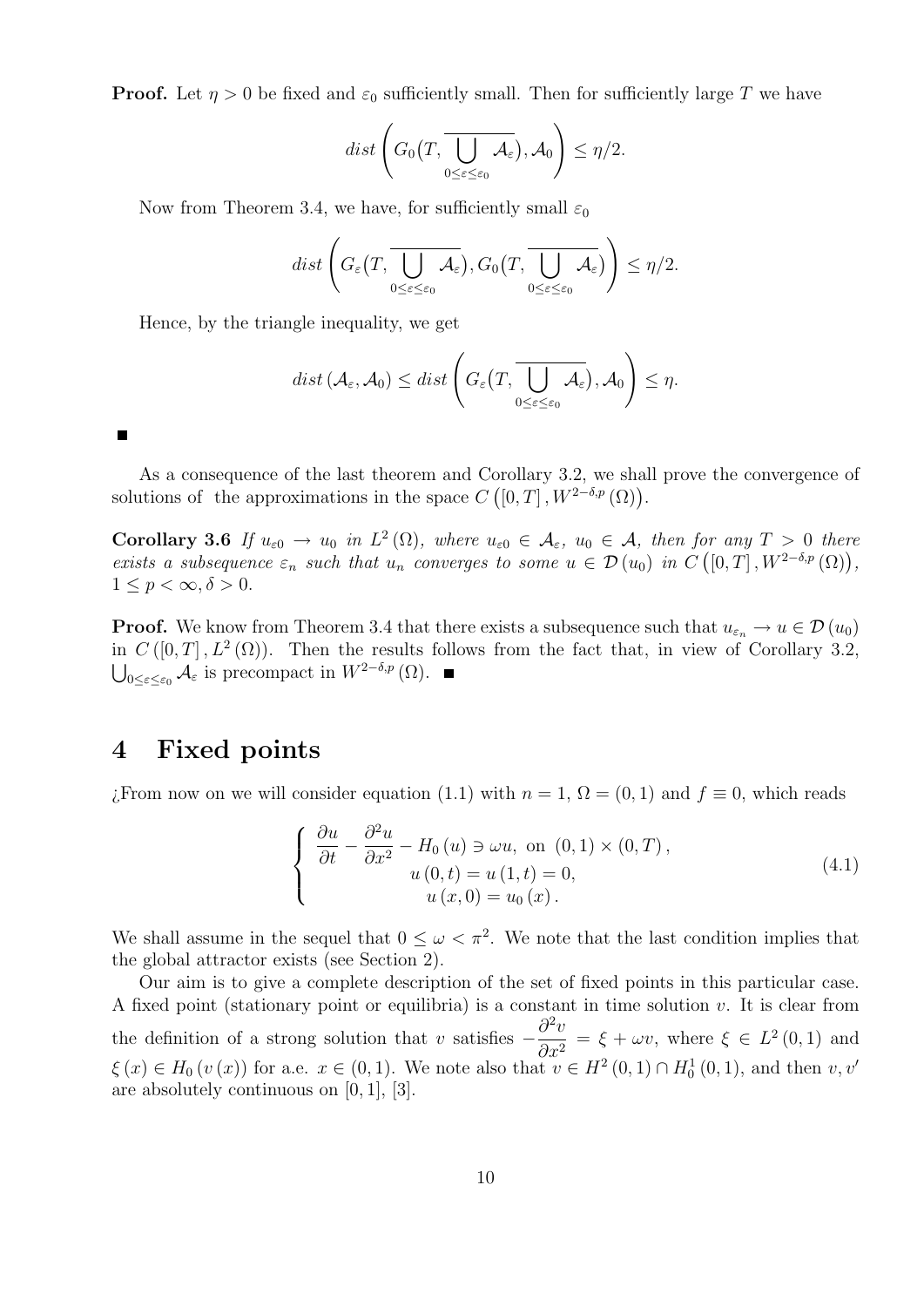**Proof.** Let $\eta > 0$ be fixed and $\varepsilon_0$ sufficiently small. Then for sufficiently large $T$ we have

$$dist\left(G_0\big(T, \overline{\bigcup_{0\leq\varepsilon\leq\varepsilon_0} \mathcal{A}_\varepsilon}\big), \mathcal{A}_0\right) \leq \eta/2.$$

Now from Theorem 3.4, we have, for sufficiently small $\varepsilon_0$

$$dist\left(G_\varepsilon\big(T, \overline{\bigcup_{0\leq\varepsilon\leq\varepsilon_0} \mathcal{A}_\varepsilon}\big), G_0\big(T, \overline{\bigcup_{0\leq\varepsilon\leq\varepsilon_0} \mathcal{A}_\varepsilon}\big)\right) \leq \eta/2.$$

Hence, by the triangle inequality, we get

$$dist\left(\mathcal{A}_\varepsilon, \mathcal{A}_0\right) \leq dist\left(G_\varepsilon\big(T, \overline{\bigcup_{0\leq\varepsilon\leq\varepsilon_0} \mathcal{A}_\varepsilon}\big), \mathcal{A}_0\right) \leq \eta.$$

■

As a consequence of the last theorem and Corollary 3.2, we shall prove the convergence of solutions of the approximations in the space $C\left([0,T], W^{2-\delta,p}(\Omega)\right)$.

**Corollary 3.6** *If $u_{\varepsilon 0} \to u_0$ in $L^2(\Omega)$, where $u_{\varepsilon 0} \in \mathcal{A}_\varepsilon$, $u_0 \in \mathcal{A}$, then for any $T > 0$ there exists a subsequence $\varepsilon_n$ such that $u_n$ converges to some $u \in \mathcal{D}(u_0)$ in $C\left([0,T], W^{2-\delta,p}(\Omega)\right)$, $1 \leq p < \infty, \delta > 0$.*

**Proof.** We know from Theorem 3.4 that there exists a subsequence such that $u_{\varepsilon_n} \to u \in \mathcal{D}(u_0)$ in $C([0,T], L^2(\Omega))$. Then the results follows from the fact that, in view of Corollary 3.2, $\bigcup_{0\leq\varepsilon\leq\varepsilon_0} \mathcal{A}_\varepsilon$ is precompact in $W^{2-\delta,p}(\Omega)$. ■

# 4 Fixed points

¿From now on we will consider equation (1.1) with $n = 1$, $\Omega = (0,1)$ and $f \equiv 0$, which reads

$$\left\{ \begin{array}{c} \dfrac{\partial u}{\partial t} - \dfrac{\partial^2 u}{\partial x^2} - H_0(u) \ni \omega u, \text{ on } (0,1) \times (0,T), \\ u(0,t) = u(1,t) = 0, \\ u(x,0) = u_0(x). \end{array} \right. \tag{4.1}$$

We shall assume in the sequel that $0 \leq \omega < \pi^2$. We note that the last condition implies that the global attractor exists (see Section 2).

Our aim is to give a complete description of the set of fixed points in this particular case. A fixed point (stationary point or equilibria) is a constant in time solution $v$. It is clear from the definition of a strong solution that $v$ satisfies $-\dfrac{\partial^2 v}{\partial x^2} = \xi + \omega v$, where $\xi \in L^2(0,1)$ and $\xi(x) \in H_0(v(x))$ for a.e. $x \in (0,1)$. We note also that $v \in H^2(0,1) \cap H_0^1(0,1)$, and then $v, v'$ are absolutely continuous on $[0,1]$, [3].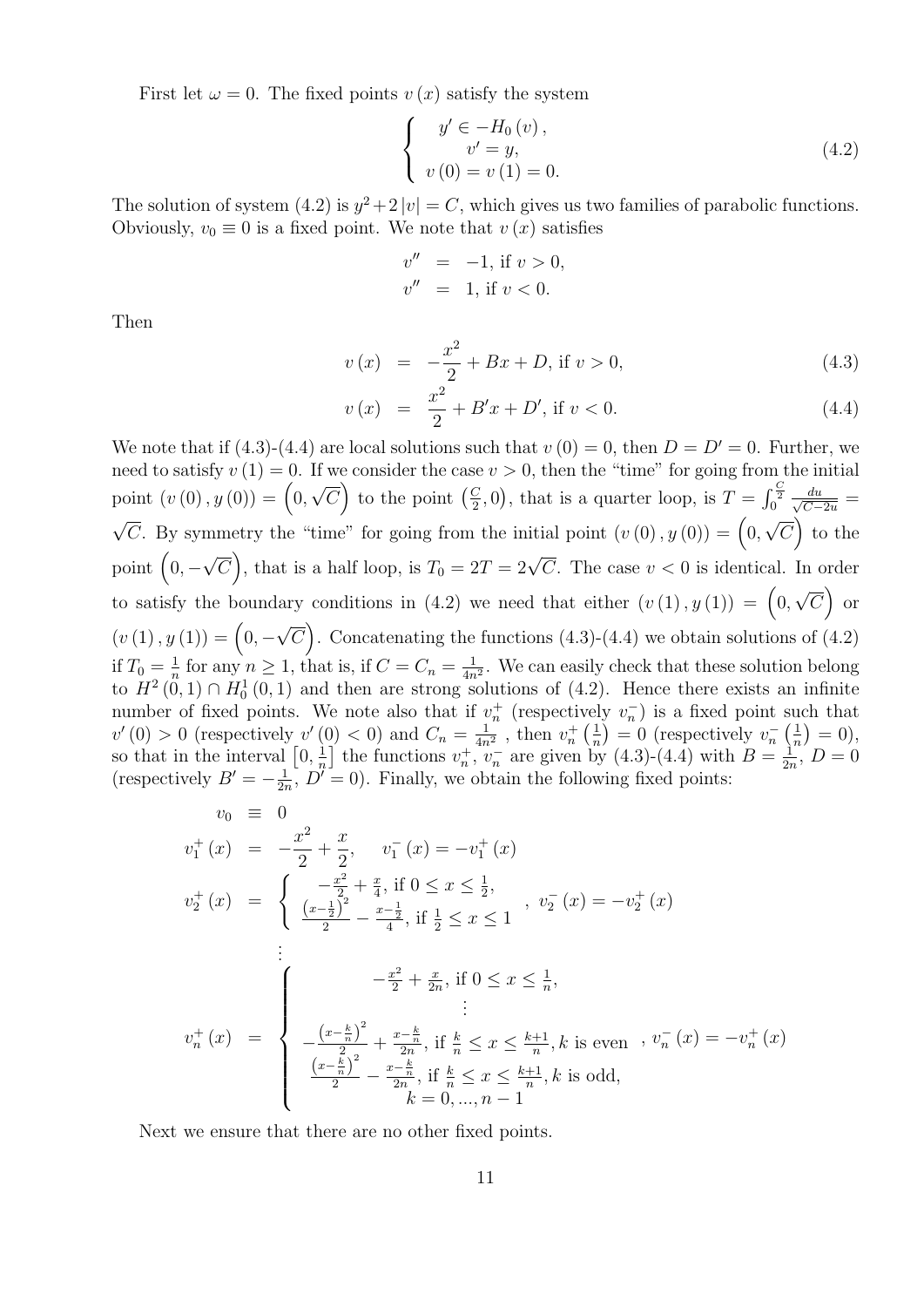First let $\omega = 0$. The fixed points $v(x)$ satisfy the system

$$
\left\{
\begin{array}{c}
y' \in -H_0(v), \\
v' = y, \\
v(0) = v(1) = 0.
\end{array}
\right.
\tag{4.2}
$$

The solution of system (4.2) is $y^2 + 2|v| = C$, which gives us two families of parabolic functions. Obviously, $v_0 \equiv 0$ is a fixed point. We note that $v(x)$ satisfies

$$
\begin{aligned}
v'' &= -1, \text{ if } v > 0, \\
v'' &= 1, \text{ if } v < 0.
\end{aligned}
$$

Then

$$
v(x) = -\frac{x^2}{2} + Bx + D, \text{ if } v > 0, \tag{4.3}
$$

$$
v(x) = \frac{x^2}{2} + B'x + D', \text{ if } v < 0. \tag{4.4}
$$

We note that if (4.3)-(4.4) are local solutions such that $v(0) = 0$, then $D = D' = 0$. Further, we need to satisfy $v(1) = 0$. If we consider the case $v > 0$, then the "time" for going from the initial point $(v(0), y(0)) = \left(0, \sqrt{C}\right)$ to the point $\left(\frac{C}{2}, 0\right)$, that is a quarter loop, is $T = \int_0^{\frac{C}{2}} \frac{du}{\sqrt{C - 2u}} = \sqrt{C}$. By symmetry the "time" for going from the initial point $(v(0), y(0)) = \left(0, \sqrt{C}\right)$ to the point $\left(0, -\sqrt{C}\right)$, that is a half loop, is $T_0 = 2T = 2\sqrt{C}$. The case $v < 0$ is identical. In order to satisfy the boundary conditions in (4.2) we need that either $(v(1), y(1)) = \left(0, \sqrt{C}\right)$ or $(v(1), y(1)) = \left(0, -\sqrt{C}\right)$. Concatenating the functions (4.3)-(4.4) we obtain solutions of (4.2) if $T_0 = \frac{1}{n}$ for any $n \geq 1$, that is, if $C = C_n = \frac{1}{4n^2}$. We can easily check that these solution belong to $H^2(0,1) \cap H_0^1(0,1)$ and then are strong solutions of (4.2). Hence there exists an infinite number of fixed points. We note also that if $v_n^+$ (respectively $v_n^-$) is a fixed point such that $v'(0) > 0$ (respectively $v'(0) < 0$) and $C_n = \frac{1}{4n^2}$ , then $v_n^+\left(\frac{1}{n}\right) = 0$ (respectively $v_n^-\left(\frac{1}{n}\right) = 0$), so that in the interval $\left[0, \frac{1}{n}\right]$ the functions $v_n^+$, $v_n^-$ are given by (4.3)-(4.4) with $B = \frac{1}{2n}$, $D = 0$ (respectively $B' = -\frac{1}{2n}$, $D' = 0$). Finally, we obtain the following fixed points:

$$
\begin{aligned}
v_0 &\equiv 0 \\
v_1^+(x) &= -\frac{x^2}{2} + \frac{x}{2}, \quad v_1^-(x) = -v_1^+(x) \\
v_2^+(x) &= \left\{
\begin{array}{c}
-\frac{x^2}{2} + \frac{x}{4}, \text{ if } 0 \leq x \leq \frac{1}{2}, \\
\frac{\left(x - \frac{1}{2}\right)^2}{2} - \frac{x - \frac{1}{2}}{4}, \text{ if } \frac{1}{2} \leq x \leq 1
\end{array}
\right. , \; v_2^-(x) = -v_2^+(x) \\
&\vdots \\
v_n^+(x) &= \left\{
\begin{array}{c}
-\frac{x^2}{2} + \frac{x}{2n}, \text{ if } 0 \leq x \leq \frac{1}{n}, \\
\vdots \\
-\frac{\left(x - \frac{k}{n}\right)^2}{2} + \frac{x - \frac{k}{n}}{2n}, \text{ if } \frac{k}{n} \leq x \leq \frac{k+1}{n}, k \text{ is even} \\
\frac{\left(x - \frac{k}{n}\right)^2}{2} - \frac{x - \frac{k}{n}}{2n}, \text{ if } \frac{k}{n} \leq x \leq \frac{k+1}{n}, k \text{ is odd,} \\
k = 0, ..., n-1
\end{array}
\right. , \; v_n^-(x) = -v_n^+(x)
\end{aligned}
$$

Next we ensure that there are no other fixed points.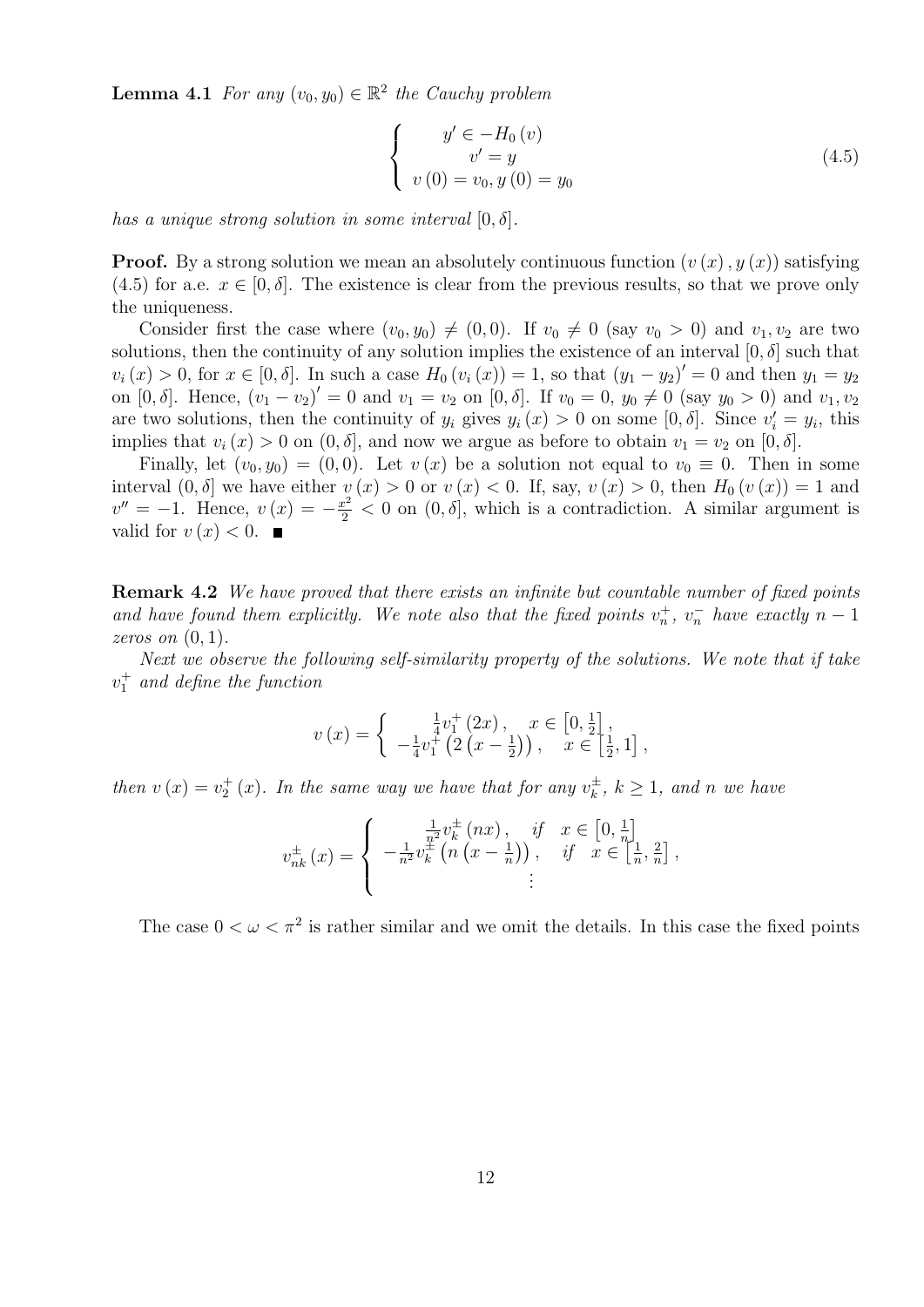**Lemma 4.1** *For any $(v_0, y_0) \in \mathbb{R}^2$ the Cauchy problem*

$$\left\{ \begin{array}{c} y' \in -H_0(v) \\ v' = y \\ v(0) = v_0, y(0) = y_0 \end{array} \right. \tag{4.5}$$

*has a unique strong solution in some interval $[0, \delta]$.*

**Proof.** By a strong solution we mean an absolutely continuous function $(v(x), y(x))$ satisfying (4.5) for a.e. $x \in [0, \delta]$. The existence is clear from the previous results, so that we prove only the uniqueness.

Consider first the case where $(v_0, y_0) \neq (0, 0)$. If $v_0 \neq 0$ (say $v_0 > 0$) and $v_1, v_2$ are two solutions, then the continuity of any solution implies the existence of an interval $[0, \delta]$ such that $v_i(x) > 0$, for $x \in [0, \delta]$. In such a case $H_0(v_i(x)) = 1$, so that $(y_1 - y_2)' = 0$ and then $y_1 = y_2$ on $[0, \delta]$. Hence, $(v_1 - v_2)' = 0$ and $v_1 = v_2$ on $[0, \delta]$. If $v_0 = 0$, $y_0 \neq 0$ (say $y_0 > 0$) and $v_1, v_2$ are two solutions, then the continuity of $y_i$ gives $y_i(x) > 0$ on some $[0, \delta]$. Since $v_i' = y_i$, this implies that $v_i(x) > 0$ on $(0, \delta]$, and now we argue as before to obtain $v_1 = v_2$ on $[0, \delta]$.

Finally, let $(v_0, y_0) = (0, 0)$. Let $v(x)$ be a solution not equal to $v_0 \equiv 0$. Then in some interval $(0, \delta]$ we have either $v(x) > 0$ or $v(x) < 0$. If, say, $v(x) > 0$, then $H_0(v(x)) = 1$ and $v'' = -1$. Hence, $v(x) = -\frac{x^2}{2} < 0$ on $(0, \delta]$, which is a contradiction. A similar argument is valid for $v(x) < 0$. ■

**Remark 4.2** *We have proved that there exists an infinite but countable number of fixed points and have found them explicitly. We note also that the fixed points $v_n^+$, $v_n^-$ have exactly $n-1$ zeros on $(0, 1)$.*

*Next we observe the following self-similarity property of the solutions. We note that if take $v_1^+$ and define the function*

$$v(x) = \left\{ \begin{array}{ll} \frac{1}{4} v_1^+(2x), & x \in \left[0, \frac{1}{2}\right], \\ -\frac{1}{4} v_1^+\left(2\left(x - \frac{1}{2}\right)\right), & x \in \left[\frac{1}{2}, 1\right], \end{array} \right.$$

*then $v(x) = v_2^+(x)$. In the same way we have that for any $v_k^{\pm}$, $k \geq 1$, and $n$ we have*

$$v_{nk}^{\pm}(x) = \left\{ \begin{array}{ll} \frac{1}{n^2} v_k^{\pm}(nx), & \text{if} \quad x \in \left[0, \frac{1}{n}\right] \\ -\frac{1}{n^2} v_k^{\pm}\left(n\left(x - \frac{1}{n}\right)\right), & \text{if} \quad x \in \left[\frac{1}{n}, \frac{2}{n}\right], \\ \vdots & \end{array} \right.$$

The case $0 < \omega < \pi^2$ is rather similar and we omit the details. In this case the fixed points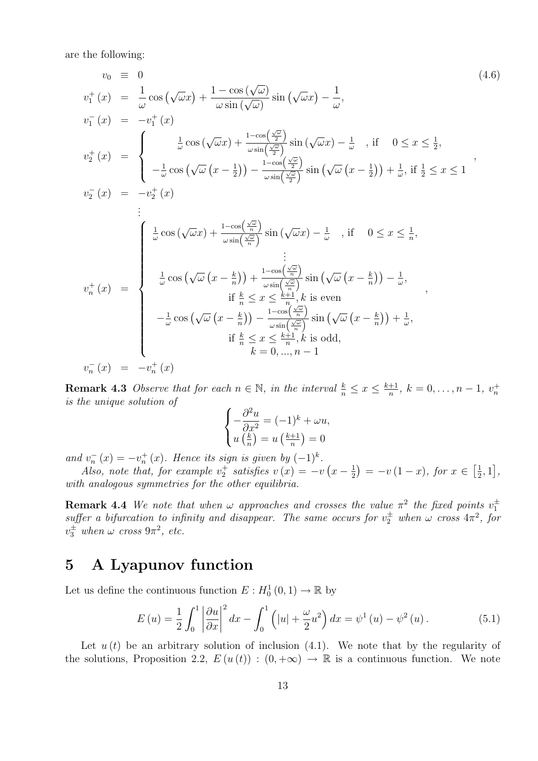are the following:

$$
\begin{aligned}
v_0 &\equiv 0 \qquad (4.6)\\
v_1^+(x) &= \frac{1}{\omega}\cos\left(\sqrt{\omega}x\right) + \frac{1-\cos\left(\sqrt{\omega}\right)}{\omega\sin\left(\sqrt{\omega}\right)}\sin\left(\sqrt{\omega}x\right) - \frac{1}{\omega},\\
v_1^-(x) &= -v_1^+(x)\\
v_2^+(x) &= \begin{cases} \frac{1}{\omega}\cos\left(\sqrt{\omega}x\right) + \frac{1-\cos\left(\frac{\sqrt{\omega}}{2}\right)}{\omega\sin\left(\frac{\sqrt{\omega}}{2}\right)}\sin\left(\sqrt{\omega}x\right) - \frac{1}{\omega} \quad, \text{if} \quad 0 \le x \le \frac{1}{2},\\ -\frac{1}{\omega}\cos\left(\sqrt{\omega}\left(x-\frac{1}{2}\right)\right) - \frac{1-\cos\left(\frac{\sqrt{\omega}}{2}\right)}{\omega\sin\left(\frac{\sqrt{\omega}}{2}\right)}\sin\left(\sqrt{\omega}\left(x-\frac{1}{2}\right)\right) + \frac{1}{\omega}, \text{ if } \frac{1}{2} \le x \le 1 \end{cases},\\
v_2^-(x) &= -v_2^+(x)\\
&\vdots\\
v_n^+(x) &= \begin{cases} \frac{1}{\omega}\cos\left(\sqrt{\omega}x\right) + \frac{1-\cos\left(\frac{\sqrt{\omega}}{n}\right)}{\omega\sin\left(\frac{\sqrt{\omega}}{n}\right)}\sin\left(\sqrt{\omega}x\right) - \frac{1}{\omega} \quad, \text{if} \quad 0 \le x \le \frac{1}{n},\\ \vdots \\ \frac{1}{\omega}\cos\left(\sqrt{\omega}\left(x-\frac{k}{n}\right)\right) + \frac{1-\cos\left(\frac{\sqrt{\omega}}{n}\right)}{\omega\sin\left(\frac{\sqrt{\omega}}{n}\right)}\sin\left(\sqrt{\omega}\left(x-\frac{k}{n}\right)\right) - \frac{1}{\omega},\\ \qquad \text{if } \frac{k}{n} \le x \le \frac{k+1}{n}, k \text{ is even}\\ -\frac{1}{\omega}\cos\left(\sqrt{\omega}\left(x-\frac{k}{n}\right)\right) - \frac{1-\cos\left(\frac{\sqrt{\omega}}{n}\right)}{\omega\sin\left(\frac{\sqrt{\omega}}{n}\right)}\sin\left(\sqrt{\omega}\left(x-\frac{k}{n}\right)\right) + \frac{1}{\omega},\\ \qquad \text{if } \frac{k}{n} \le x \le \frac{k+1}{n}, k \text{ is odd},\\ \qquad k = 0, ..., n-1 \end{cases},\\
v_n^-(x) &= -v_n^+(x)
\end{aligned}
$$

**Remark 4.3** *Observe that for each $n \in \mathbb{N}$, in the interval $\frac{k}{n} \le x \le \frac{k+1}{n}$, $k = 0, \ldots, n-1$, $v_n^+$ is the unique solution of*

$$
\begin{cases} -\dfrac{\partial^2 u}{\partial x^2} = (-1)^k + \omega u,\\ u\left(\frac{k}{n}\right) = u\left(\frac{k+1}{n}\right) = 0 \end{cases}
$$

*and $v_n^-(x) = -v_n^+(x)$. Hence its sign is given by $(-1)^k$.*

*Also, note that, for example $v_2^+$ satisfies $v(x) = -v\left(x - \frac{1}{2}\right) = -v(1-x)$, for $x \in \left[\frac{1}{2}, 1\right]$, with analogous symmetries for the other equilibria.*

**Remark 4.4** *We note that when $\omega$ approaches and crosses the value $\pi^2$ the fixed points $v_1^\pm$ suffer a bifurcation to infinity and disappear. The same occurs for $v_2^\pm$ when $\omega$ cross $4\pi^2$, for $v_3^\pm$ when $\omega$ cross $9\pi^2$, etc.*

# 5 A Lyapunov function

Let us define the continuous function $E : H_0^1(0,1) \to \mathbb{R}$ by

$$
E(u) = \frac{1}{2}\int_0^1 \left|\frac{\partial u}{\partial x}\right|^2 dx - \int_0^1 \left(|u| + \frac{\omega}{2}u^2\right) dx = \psi^1(u) - \psi^2(u). \qquad (5.1)
$$

Let $u(t)$ be an arbitrary solution of inclusion (4.1). We note that by the regularity of the solutions, Proposition 2.2, $E(u(t)) : (0, +\infty) \to \mathbb{R}$ is a continuous function. We note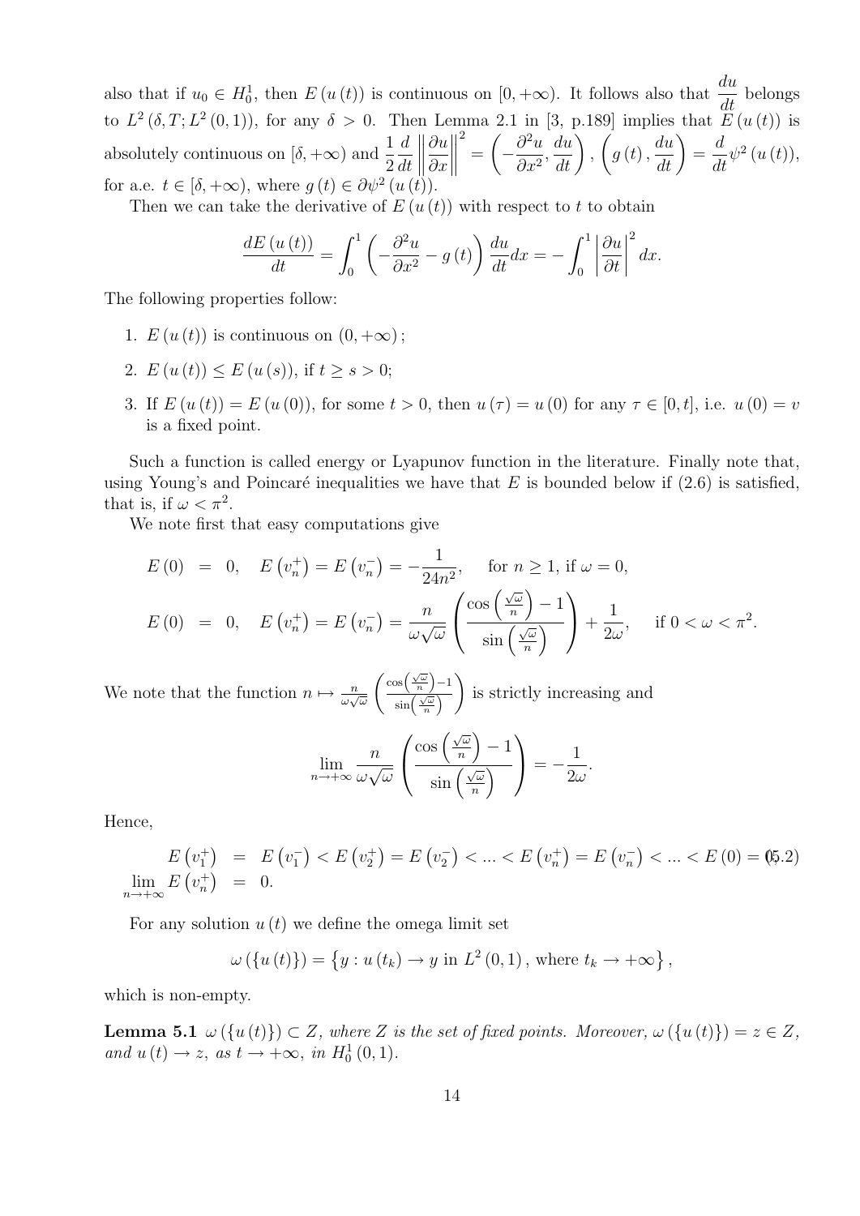also that if $u_0 \in H_0^1$, then $E(u(t))$ is continuous on $[0,+\infty)$. It follows also that $\dfrac{du}{dt}$ belongs to $L^2(\delta, T; L^2(0,1))$, for any $\delta > 0$. Then Lemma 2.1 in [3, p.189] implies that $E(u(t))$ is absolutely continuous on $[\delta,+\infty)$ and $\dfrac{1}{2}\dfrac{d}{dt}\left\|\dfrac{\partial u}{\partial x}\right\|^2 = \left(-\dfrac{\partial^2 u}{\partial x^2}, \dfrac{du}{dt}\right)$, $\left(g(t), \dfrac{du}{dt}\right) = \dfrac{d}{dt}\psi^2(u(t))$, for a.e. $t \in [\delta, +\infty)$, where $g(t) \in \partial\psi^2(u(t))$.

Then we can take the derivative of $E(u(t))$ with respect to $t$ to obtain

$$\frac{dE(u(t))}{dt} = \int_0^1 \left(-\frac{\partial^2 u}{\partial x^2} - g(t)\right)\frac{du}{dt}dx = -\int_0^1 \left|\frac{\partial u}{\partial t}\right|^2 dx.$$

The following properties follow:

1. $E(u(t))$ is continuous on $(0,+\infty)$;
2. $E(u(t)) \le E(u(s))$, if $t \ge s > 0$;
3. If $E(u(t)) = E(u(0))$, for some $t > 0$, then $u(\tau) = u(0)$ for any $\tau \in [0,t]$, i.e. $u(0) = v$ is a fixed point.

Such a function is called energy or Lyapunov function in the literature. Finally note that, using Young's and Poincaré inequalities we have that $E$ is bounded below if (2.6) is satisfied, that is, if $\omega < \pi^2$.

We note first that easy computations give

$$\begin{aligned}
E(0) &= 0, \quad E(v_n^+) = E(v_n^-) = -\frac{1}{24n^2}, \quad \text{ for } n \ge 1, \text{ if } \omega = 0,\\
E(0) &= 0, \quad E(v_n^+) = E(v_n^-) = \frac{n}{\omega\sqrt{\omega}}\left(\frac{\cos\left(\frac{\sqrt{\omega}}{n}\right) - 1}{\sin\left(\frac{\sqrt{\omega}}{n}\right)}\right) + \frac{1}{2\omega}, \quad \text{ if } 0 < \omega < \pi^2.
\end{aligned}$$

We note that the function $n \mapsto \frac{n}{\omega\sqrt{\omega}}\left(\frac{\cos\left(\frac{\sqrt{\omega}}{n}\right)-1}{\sin\left(\frac{\sqrt{\omega}}{n}\right)}\right)$ is strictly increasing and

$$\lim_{n\to+\infty} \frac{n}{\omega\sqrt{\omega}}\left(\frac{\cos\left(\frac{\sqrt{\omega}}{n}\right) - 1}{\sin\left(\frac{\sqrt{\omega}}{n}\right)}\right) = -\frac{1}{2\omega}.$$

Hence,

$$\begin{aligned}
E(v_1^+) &= E(v_1^-) < E(v_2^+) = E(v_2^-) < \dots < E(v_n^+) = E(v_n^-) < \dots < E(0) = 0, \qquad (5.2)\\
\lim_{n\to+\infty} E(v_n^+) &= 0.
\end{aligned}$$

For any solution $u(t)$ we define the omega limit set

$$\omega(\{u(t)\}) = \left\{y : u(t_k) \to y \text{ in } L^2(0,1), \text{ where } t_k \to +\infty\right\},$$

which is non-empty.

**Lemma 5.1** *$\omega(\{u(t)\}) \subset Z$, where $Z$ is the set of fixed points. Moreover, $\omega(\{u(t)\}) = z \in Z$, and $u(t) \to z$, as $t \to +\infty$, in $H_0^1(0,1)$.*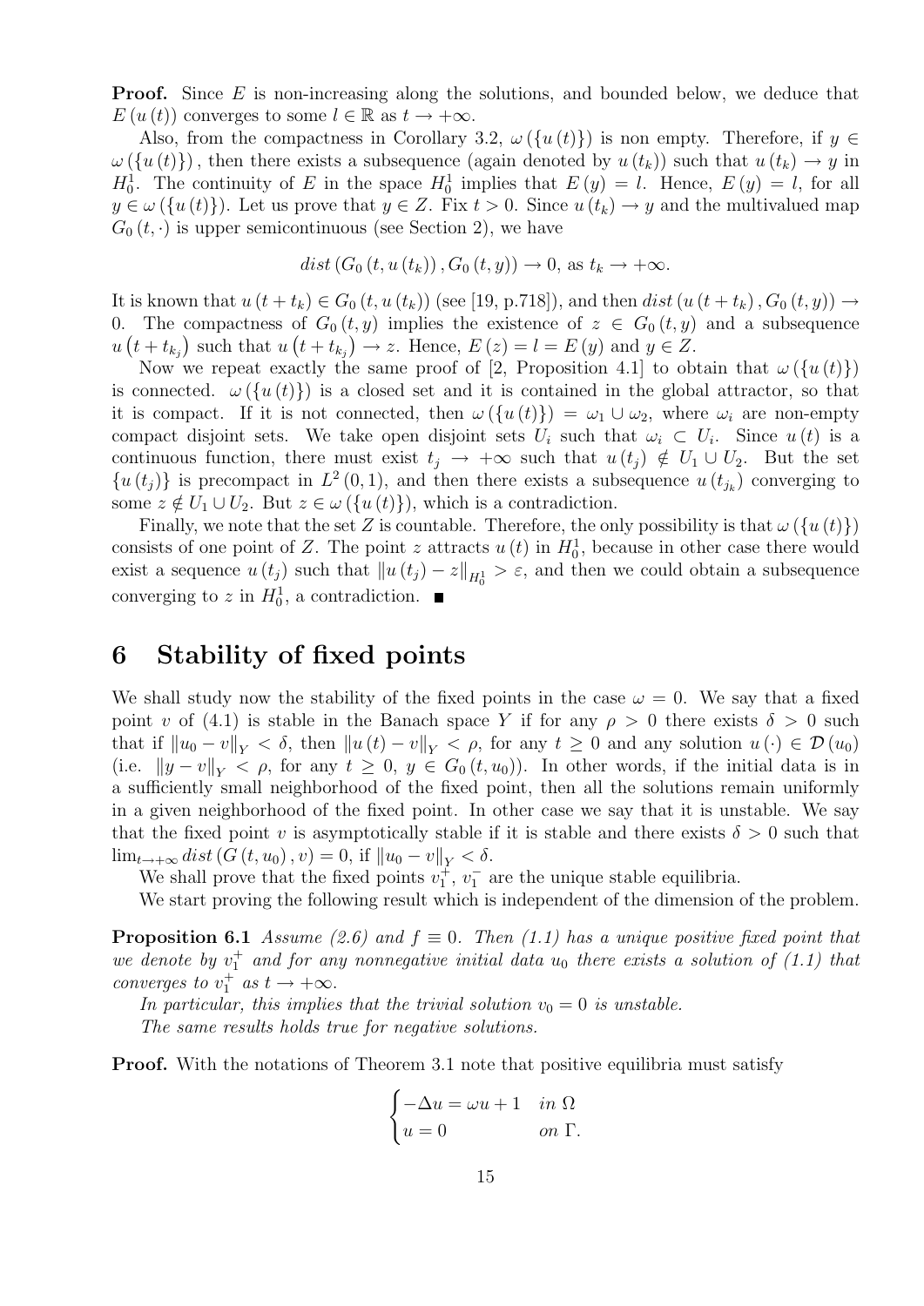**Proof.** Since $E$ is non-increasing along the solutions, and bounded below, we deduce that $E(u(t))$ converges to some $l \in \mathbb{R}$ as $t \to +\infty$.

Also, from the compactness in Corollary 3.2, $\omega(\{u(t)\})$ is non empty. Therefore, if $y \in \omega(\{u(t)\})$, then there exists a subsequence (again denoted by $u(t_k)$) such that $u(t_k) \to y$ in $H_0^1$. The continuity of $E$ in the space $H_0^1$ implies that $E(y) = l$. Hence, $E(y) = l$, for all $y \in \omega(\{u(t)\})$. Let us prove that $y \in Z$. Fix $t > 0$. Since $u(t_k) \to y$ and the multivalued map $G_0(t, \cdot)$ is upper semicontinuous (see Section 2), we have

$$dist\left(G_0(t, u(t_k)), G_0(t, y)\right) \to 0, \text{ as } t_k \to +\infty.$$

It is known that $u(t + t_k) \in G_0(t, u(t_k))$ (see [19, p.718]), and then $dist(u(t+t_k), G_0(t,y)) \to 0$. The compactness of $G_0(t, y)$ implies the existence of $z \in G_0(t, y)$ and a subsequence $u(t + t_{k_j})$ such that $u(t + t_{k_j}) \to z$. Hence, $E(z) = l = E(y)$ and $y \in Z$.

Now we repeat exactly the same proof of [2, Proposition 4.1] to obtain that $\omega(\{u(t)\})$ is connected. $\omega(\{u(t)\})$ is a closed set and it is contained in the global attractor, so that it is compact. If it is not connected, then $\omega(\{u(t)\}) = \omega_1 \cup \omega_2$, where $\omega_i$ are non-empty compact disjoint sets. We take open disjoint sets $U_i$ such that $\omega_i \subset U_i$. Since $u(t)$ is a continuous function, there must exist $t_j \to +\infty$ such that $u(t_j) \notin U_1 \cup U_2$. But the set $\{u(t_j)\}$ is precompact in $L^2(0,1)$, and then there exists a subsequence $u(t_{j_k})$ converging to some $z \notin U_1 \cup U_2$. But $z \in \omega(\{u(t)\})$, which is a contradiction.

Finally, we note that the set $Z$ is countable. Therefore, the only possibility is that $\omega(\{u(t)\})$ consists of one point of $Z$. The point $z$ attracts $u(t)$ in $H_0^1$, because in other case there would exist a sequence $u(t_j)$ such that $\|u(t_j) - z\|_{H_0^1} > \varepsilon$, and then we could obtain a subsequence converging to $z$ in $H_0^1$, a contradiction. ■

# 6 Stability of fixed points

We shall study now the stability of the fixed points in the case $\omega = 0$. We say that a fixed point $v$ of (4.1) is stable in the Banach space $Y$ if for any $\rho > 0$ there exists $\delta > 0$ such that if $\|u_0 - v\|_Y < \delta$, then $\|u(t) - v\|_Y < \rho$, for any $t \geq 0$ and any solution $u(\cdot) \in \mathcal{D}(u_0)$ (i.e. $\|y - v\|_Y < \rho$, for any $t \geq 0$, $y \in G_0(t, u_0)$). In other words, if the initial data is in a sufficiently small neighborhood of the fixed point, then all the solutions remain uniformly in a given neighborhood of the fixed point. In other case we say that it is unstable. We say that the fixed point $v$ is asymptotically stable if it is stable and there exists $\delta > 0$ such that $\lim_{t \to +\infty} dist(G(t, u_0), v) = 0$, if $\|u_0 - v\|_Y < \delta$.

We shall prove that the fixed points $v_1^+$, $v_1^-$ are the unique stable equilibria.

We start proving the following result which is independent of the dimension of the problem.

**Proposition 6.1** *Assume (2.6) and $f \equiv 0$. Then (1.1) has a unique positive fixed point that we denote by $v_1^+$ and for any nonnegative initial data $u_0$ there exists a solution of (1.1) that converges to $v_1^+$ as $t \to +\infty$.*

*In particular, this implies that the trivial solution $v_0 = 0$ is unstable.*

*The same results holds true for negative solutions.*

**Proof.** With the notations of Theorem 3.1 note that positive equilibria must satisfy

$$\begin{cases} -\Delta u = \omega u + 1 & in\ \Omega \\ u = 0 & on\ \Gamma. \end{cases}$$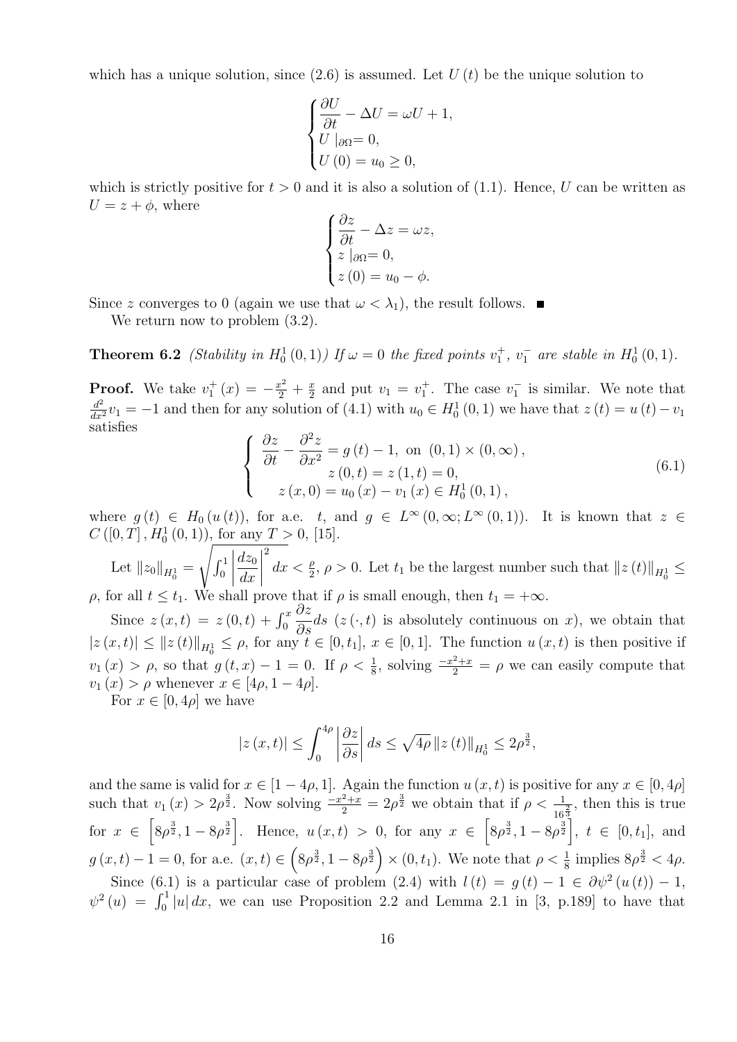which has a unique solution, since (2.6) is assumed. Let $U(t)$ be the unique solution to

$$\begin{cases} \dfrac{\partial U}{\partial t} - \Delta U = \omega U + 1, \\ U\mid_{\partial\Omega} = 0, \\ U(0) = u_0 \geq 0, \end{cases}$$

which is strictly positive for $t > 0$ and it is also a solution of (1.1). Hence, $U$ can be written as $U = z + \phi$, where

$$\begin{cases} \dfrac{\partial z}{\partial t} - \Delta z = \omega z, \\ z\mid_{\partial\Omega} = 0, \\ z(0) = u_0 - \phi. \end{cases}$$

Since $z$ converges to 0 (again we use that $\omega < \lambda_1$), the result follows. ■

We return now to problem (3.2).

**Theorem 6.2** *(Stability in $H_0^1(0,1)$) If $\omega = 0$ the fixed points $v_1^+$, $v_1^-$ are stable in $H_0^1(0,1)$.*

**Proof.** We take $v_1^+(x) = -\frac{x^2}{2} + \frac{x}{2}$ and put $v_1 = v_1^+$. The case $v_1^-$ is similar. We note that $\frac{d^2}{dx^2}v_1 = -1$ and then for any solution of (4.1) with $u_0 \in H_0^1(0,1)$ we have that $z(t) = u(t) - v_1$ satisfies

$$\begin{cases} \dfrac{\partial z}{\partial t} - \dfrac{\partial^2 z}{\partial x^2} = g(t) - 1, \text{ on } (0,1) \times (0,\infty), \\ z(0,t) = z(1,t) = 0, \\ z(x,0) = u_0(x) - v_1(x) \in H_0^1(0,1), \end{cases} \tag{6.1}$$

where $g(t) \in H_0(u(t))$, for a.e. $t$, and $g \in L^\infty(0,\infty; L^\infty(0,1))$. It is known that $z \in C([0,T], H_0^1(0,1))$, for any $T > 0$, [15].

Let $\|z_0\|_{H_0^1} = \sqrt{\int_0^1 \left|\dfrac{dz_0}{dx}\right|^2 dx} < \frac{\rho}{2}$, $\rho > 0$. Let $t_1$ be the largest number such that $\|z(t)\|_{H_0^1} \leq \rho$, for all $t \leq t_1$. We shall prove that if $\rho$ is small enough, then $t_1 = +\infty$.

Since $z(x,t) = z(0,t) + \int_0^x \dfrac{\partial z}{\partial s} ds$ ($z(\cdot,t)$ is absolutely continuous on $x$), we obtain that $|z(x,t)| \leq \|z(t)\|_{H_0^1} \leq \rho$, for any $t \in [0,t_1]$, $x \in [0,1]$. The function $u(x,t)$ is then positive if $v_1(x) > \rho$, so that $g(t,x) - 1 = 0$. If $\rho < \frac{1}{8}$, solving $\frac{-x^2+x}{2} = \rho$ we can easily compute that $v_1(x) > \rho$ whenever $x \in [4\rho, 1-4\rho]$.

For $x \in [0,4\rho]$ we have

$$|z(x,t)| \leq \int_0^{4\rho} \left|\frac{\partial z}{\partial s}\right| ds \leq \sqrt{4\rho}\, \|z(t)\|_{H_0^1} \leq 2\rho^{\frac{3}{2}},$$

and the same is valid for $x \in [1-4\rho, 1]$. Again the function $u(x,t)$ is positive for any $x \in [0,4\rho]$ such that $v_1(x) > 2\rho^{\frac{3}{2}}$. Now solving $\frac{-x^2+x}{2} = 2\rho^{\frac{3}{2}}$ we obtain that if $\rho < \frac{1}{16^{\frac{2}{3}}}$, then this is true for $x \in \left[8\rho^{\frac{3}{2}}, 1-8\rho^{\frac{3}{2}}\right]$. Hence, $u(x,t) > 0$, for any $x \in \left[8\rho^{\frac{3}{2}}, 1-8\rho^{\frac{3}{2}}\right]$, $t \in [0,t_1]$, and $g(x,t) - 1 = 0$, for a.e. $(x,t) \in \left(8\rho^{\frac{3}{2}}, 1-8\rho^{\frac{3}{2}}\right) \times (0,t_1)$. We note that $\rho < \frac{1}{8}$ implies $8\rho^{\frac{3}{2}} < 4\rho$.

Since (6.1) is a particular case of problem (2.4) with $l(t) = g(t) - 1 \in \partial\psi^2(u(t)) - 1$, $\psi^2(u) = \int_0^1 |u|\, dx$, we can use Proposition 2.2 and Lemma 2.1 in [3, p.189] to have that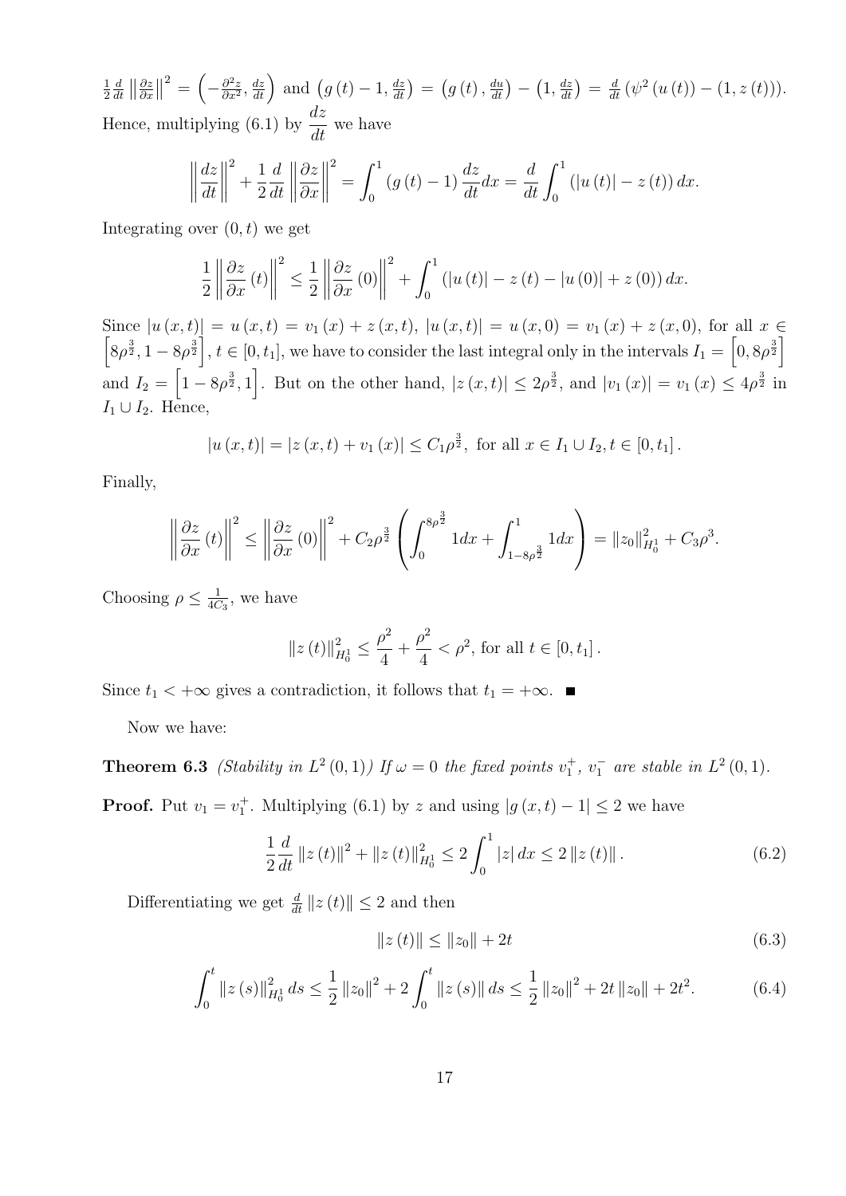$\frac{1}{2}\frac{d}{dt}\left\|\frac{\partial z}{\partial x}\right\|^2 = \left(-\frac{\partial^2 z}{\partial x^2}, \frac{dz}{dt}\right)$ and $\left(g(t)-1, \frac{dz}{dt}\right) = \left(g(t), \frac{du}{dt}\right) - \left(1, \frac{dz}{dt}\right) = \frac{d}{dt}\left(\psi^2(u(t)) - (1, z(t))\right)$. Hence, multiplying (6.1) by $\dfrac{dz}{dt}$ we have

$$\left\|\frac{dz}{dt}\right\|^2 + \frac{1}{2}\frac{d}{dt}\left\|\frac{\partial z}{\partial x}\right\|^2 = \int_0^1 (g(t)-1)\frac{dz}{dt}dx = \frac{d}{dt}\int_0^1 (|u(t)| - z(t))\,dx.$$

Integrating over $(0,t)$ we get

$$\frac{1}{2}\left\|\frac{\partial z}{\partial x}(t)\right\|^2 \leq \frac{1}{2}\left\|\frac{\partial z}{\partial x}(0)\right\|^2 + \int_0^1 (|u(t)| - z(t) - |u(0)| + z(0))\,dx.$$

Since $|u(x,t)| = u(x,t) = v_1(x) + z(x,t)$, $|u(x,t)| = u(x,0) = v_1(x) + z(x,0)$, for all $x \in \left[8\rho^{\frac{3}{2}}, 1-8\rho^{\frac{3}{2}}\right]$, $t \in [0,t_1]$, we have to consider the last integral only in the intervals $I_1 = \left[0, 8\rho^{\frac{3}{2}}\right]$ and $I_2 = \left[1-8\rho^{\frac{3}{2}}, 1\right]$. But on the other hand, $|z(x,t)| \leq 2\rho^{\frac{3}{2}}$, and $|v_1(x)| = v_1(x) \leq 4\rho^{\frac{3}{2}}$ in $I_1 \cup I_2$. Hence,

$$|u(x,t)| = |z(x,t) + v_1(x)| \leq C_1\rho^{\frac{3}{2}}, \text{ for all } x \in I_1 \cup I_2, t \in [0,t_1].$$

Finally,

$$\left\|\frac{\partial z}{\partial x}(t)\right\|^2 \leq \left\|\frac{\partial z}{\partial x}(0)\right\|^2 + C_2\rho^{\frac{3}{2}}\left(\int_0^{8\rho^{\frac{3}{2}}} 1dx + \int_{1-8\rho^{\frac{3}{2}}}^1 1dx\right) = \|z_0\|_{H_0^1}^2 + C_3\rho^3.$$

Choosing $\rho \leq \frac{1}{4C_3}$, we have

$$\|z(t)\|_{H_0^1}^2 \leq \frac{\rho^2}{4} + \frac{\rho^2}{4} < \rho^2, \text{ for all } t \in [0,t_1].$$

Since $t_1 < +\infty$ gives a contradiction, it follows that $t_1 = +\infty$. ∎

Now we have:

**Theorem 6.3** *(Stability in $L^2(0,1)$) If $\omega = 0$ the fixed points $v_1^+$, $v_1^-$ are stable in $L^2(0,1)$.*

**Proof.** Put $v_1 = v_1^+$. Multiplying (6.1) by $z$ and using $|g(x,t) - 1| \leq 2$ we have

$$\frac{1}{2}\frac{d}{dt}\|z(t)\|^2 + \|z(t)\|_{H_0^1}^2 \leq 2\int_0^1 |z|\,dx \leq 2\|z(t)\|. \tag{6.2}$$

Differentiating we get $\frac{d}{dt}\|z(t)\| \leq 2$ and then

$$\|z(t)\| \leq \|z_0\| + 2t \tag{6.3}$$

$$\int_0^t \|z(s)\|_{H_0^1}^2\,ds \leq \frac{1}{2}\|z_0\|^2 + 2\int_0^t \|z(s)\|\,ds \leq \frac{1}{2}\|z_0\|^2 + 2t\|z_0\| + 2t^2. \tag{6.4}$$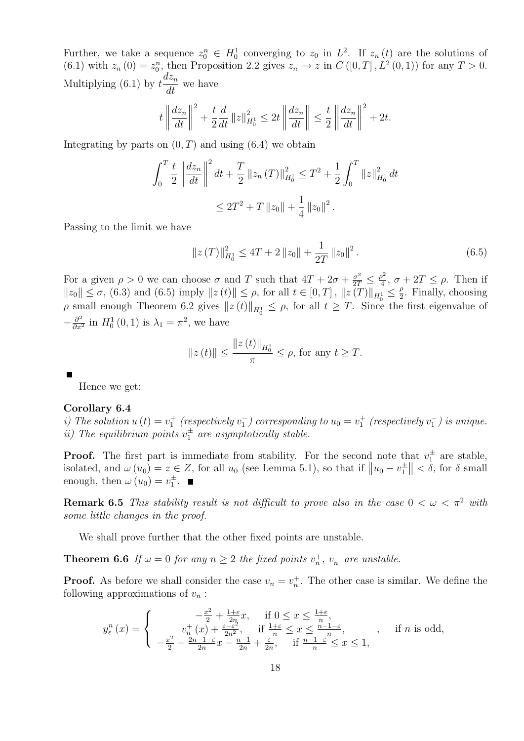Further, we take a sequence $z_0^n \in H_0^1$ converging to $z_0$ in $L^2$. If $z_n(t)$ are the solutions of (6.1) with $z_n(0) = z_0^n$, then Proposition 2.2 gives $z_n \to z$ in $C([0,T], L^2(0,1))$ for any $T > 0$. Multiplying (6.1) by $t\dfrac{dz_n}{dt}$ we have

$$t\left\|\frac{dz_n}{dt}\right\|^2 + \frac{t}{2}\frac{d}{dt}\|z\|_{H_0^1}^2 \leq 2t\left\|\frac{dz_n}{dt}\right\| \leq \frac{t}{2}\left\|\frac{dz_n}{dt}\right\|^2 + 2t.$$

Integrating by parts on $(0,T)$ and using (6.4) we obtain

$$\int_0^T \frac{t}{2}\left\|\frac{dz_n}{dt}\right\|^2 dt + \frac{T}{2}\|z_n(T)\|_{H_0^1}^2 \leq T^2 + \frac{1}{2}\int_0^T \|z\|_{H_0^1}^2 dt$$

$$\leq 2T^2 + T\|z_0\| + \frac{1}{4}\|z_0\|^2.$$

Passing to the limit we have

$$\|z(T)\|_{H_0^1}^2 \leq 4T + 2\|z_0\| + \frac{1}{2T}\|z_0\|^2. \tag{6.5}$$

For a given $\rho > 0$ we can choose $\sigma$ and $T$ such that $4T + 2\sigma + \frac{\sigma^2}{2T} \leq \frac{\rho^2}{4}$, $\sigma + 2T \leq \rho$. Then if $\|z_0\| \leq \sigma$, (6.3) and (6.5) imply $\|z(t)\| \leq \rho$, for all $t \in [0,T]$, $\|z(T)\|_{H_0^1} \leq \frac{\rho}{2}$. Finally, choosing $\rho$ small enough Theorem 6.2 gives $\|z(t)\|_{H_0^1} \leq \rho$, for all $t \geq T$. Since the first eigenvalue of $-\frac{\partial^2}{\partial x^2}$ in $H_0^1(0,1)$ is $\lambda_1 = \pi^2$, we have

$$\|z(t)\| \leq \frac{\|z(t)\|_{H_0^1}}{\pi} \leq \rho, \text{ for any } t \geq T.$$

■

Hence we get:

**Corollary 6.4**
*i) The solution $u(t) = v_1^+$ (respectively $v_1^-$) corresponding to $u_0 = v_1^+$ (respectively $v_1^-$) is unique.*
*ii) The equilibrium points $v_1^\pm$ are asymptotically stable.*

**Proof.** The first part is immediate from stability. For the second note that $v_1^\pm$ are stable, isolated, and $\omega(u_0) = z \in Z$, for all $u_0$ (see Lemma 5.1), so that if $\|u_0 - v_1^\pm\| < \delta$, for $\delta$ small enough, then $\omega(u_0) = v_1^\pm$. ■

**Remark 6.5** *This stability result is not difficult to prove also in the case $0 < \omega < \pi^2$ with some little changes in the proof.*

We shall prove further that the other fixed points are unstable.

**Theorem 6.6** *If $\omega = 0$ for any $n \geq 2$ the fixed points $v_n^+$, $v_n^-$ are unstable.*

**Proof.** As before we shall consider the case $v_n = v_n^+$. The other case is similar. We define the following approximations of $v_n$:

$$y_\varepsilon^n(x) = \left\{ \begin{array}{ll} -\frac{x^2}{2} + \frac{1+\varepsilon}{2n}x, & \text{if } 0 \leq x \leq \frac{1+\varepsilon}{n}, \\ v_n^+(x) + \frac{\varepsilon - \varepsilon^2}{2n^2}, & \text{if } \frac{1+\varepsilon}{n} \leq x \leq \frac{n-1-\varepsilon}{n}, \\ -\frac{x^2}{2} + \frac{2n-1-\varepsilon}{2n}x - \frac{n-1}{2n} + \frac{\varepsilon}{2n}, & \text{if } \frac{n-1-\varepsilon}{n} \leq x \leq 1, \end{array} \right. , \quad \text{if } n \text{ is odd},$$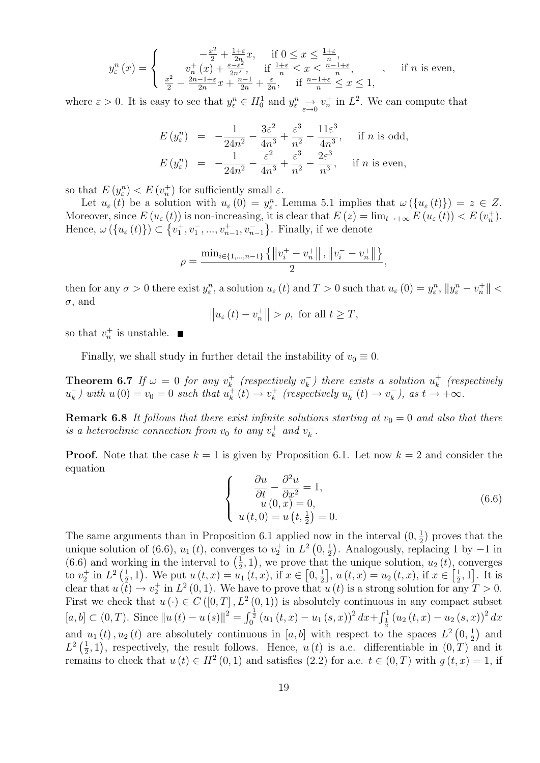$$
y_{\varepsilon}^{n}(x)=\left\{\begin{array}{cl}
-\frac{x^{2}}{2}+\frac{1+\varepsilon}{2n}x, & \text{if } 0\leq x\leq\frac{1+\varepsilon}{n}, \\
v_{n}^{+}(x)+\frac{\varepsilon-\varepsilon^{2}}{2n^{2}}, & \text{if } \frac{1+\varepsilon}{n}\leq x\leq\frac{n-1+\varepsilon}{n}, \\
\frac{x^{2}}{2}-\frac{2n-1+\varepsilon}{2n}x+\frac{n-1}{2n}+\frac{\varepsilon}{2n}, & \text{if } \frac{n-1+\varepsilon}{n}\leq x\leq 1,
\end{array}\right., \quad \text{if } n \text{ is even,}
$$

where $\varepsilon>0$. It is easy to see that $y_{\varepsilon}^{n}\in H_{0}^{1}$ and $y_{\varepsilon}^{n}\underset{\varepsilon\to0}{\to}v_{n}^{+}$ in $L^{2}$. We can compute that

$$
\begin{aligned}
E(y_{\varepsilon}^{n}) &= -\frac{1}{24n^{2}}-\frac{3\varepsilon^{2}}{4n^{3}}+\frac{\varepsilon^{3}}{n^{2}}-\frac{11\varepsilon^{3}}{4n^{3}}, \quad \text{if } n \text{ is odd,} \\
E(y_{\varepsilon}^{n}) &= -\frac{1}{24n^{2}}-\frac{\varepsilon^{2}}{4n^{3}}+\frac{\varepsilon^{3}}{n^{2}}-\frac{2\varepsilon^{3}}{n^{3}}, \quad \text{if } n \text{ is even,}
\end{aligned}
$$

so that $E(y_{\varepsilon}^{n})<E(v_{n}^{+})$ for sufficiently small $\varepsilon$.

Let $u_{\varepsilon}(t)$ be a solution with $u_{\varepsilon}(0)=y_{\varepsilon}^{n}$. Lemma 5.1 implies that $\omega(\{u_{\varepsilon}(t)\})=z\in Z$. Moreover, since $E(u_{\varepsilon}(t))$ is non-increasing, it is clear that $E(z)=\lim_{t\to+\infty}E(u_{\varepsilon}(t))<E(v_{n}^{+})$. Hence, $\omega(\{u_{\varepsilon}(t)\})\subset\{v_{1}^{+},v_{1}^{-},...,v_{n-1}^{+},v_{n-1}^{-}\}$. Finally, if we denote

$$
\rho=\frac{\min_{i\in\{1,...,n-1\}}\left\{\left\|v_{i}^{+}-v_{n}^{+}\right\|,\left\|v_{i}^{-}-v_{n}^{+}\right\|\right\}}{2},
$$

then for any $\sigma>0$ there exist $y_{\varepsilon}^{n}$, a solution $u_{\varepsilon}(t)$ and $T>0$ such that $u_{\varepsilon}(0)=y_{\varepsilon}^{n}$, $\|y_{\varepsilon}^{n}-v_{n}^{+}\|<\sigma$, and

$$
\left\|u_{\varepsilon}(t)-v_{n}^{+}\right\|>\rho, \text{ for all } t\geq T,
$$

so that $v_{n}^{+}$ is unstable. ■

Finally, we shall study in further detail the instability of $v_{0}\equiv0$.

**Theorem 6.7** *If $\omega=0$ for any $v_{k}^{+}$ (respectively $v_{k}^{-}$) there exists a solution $u_{k}^{+}$ (respectively $u_{k}^{-}$) with $u(0)=v_{0}=0$ such that $u_{k}^{+}(t)\to v_{k}^{+}$ (respectively $u_{k}^{-}(t)\to v_{k}^{-}$), as $t\to+\infty$.*

**Remark 6.8** *It follows that there exist infinite solutions starting at $v_{0}=0$ and also that there is a heteroclinic connection from $v_{0}$ to any $v_{k}^{+}$ and $v_{k}^{-}$.*

**Proof.** Note that the case $k=1$ is given by Proposition 6.1. Let now $k=2$ and consider the equation

$$
\left\{\begin{array}{c}
\frac{\partial u}{\partial t}-\frac{\partial^{2}u}{\partial x^{2}}=1, \\
u(0,x)=0, \\
u(t,0)=u\left(t,\frac{1}{2}\right)=0.
\end{array}\right. \tag{6.6}
$$

The same arguments than in Proposition 6.1 applied now in the interval $(0,\frac{1}{2})$ proves that the unique solution of (6.6), $u_{1}(t)$, converges to $v_{2}^{+}$ in $L^{2}\left(0,\frac{1}{2}\right)$. Analogously, replacing 1 by $-1$ in (6.6) and working in the interval to $\left(\frac{1}{2},1\right)$, we prove that the unique solution, $u_{2}(t)$, converges to $v_{2}^{+}$ in $L^{2}\left(\frac{1}{2},1\right)$. We put $u(t,x)=u_{1}(t,x)$, if $x\in\left[0,\frac{1}{2}\right]$, $u(t,x)=u_{2}(t,x)$, if $x\in\left[\frac{1}{2},1\right]$. It is clear that $u(t)\to v_{2}^{+}$ in $L^{2}(0,1)$. We have to prove that $u(t)$ is a strong solution for any $T>0$. First we check that $u(\cdot)\in C([0,T],L^{2}(0,1))$ is absolutely continuous in any compact subset $[a,b]\subset(0,T)$. Since $\|u(t)-u(s)\|^{2}=\int_{0}^{\frac{1}{2}}(u_{1}(t,x)-u_{1}(s,x))^{2}dx+\int_{\frac{1}{2}}^{1}(u_{2}(t,x)-u_{2}(s,x))^{2}dx$ and $u_{1}(t),u_{2}(t)$ are absolutely continuous in $[a,b]$ with respect to the spaces $L^{2}\left(0,\frac{1}{2}\right)$ and $L^{2}\left(\frac{1}{2},1\right)$, respectively, the result follows. Hence, $u(t)$ is a.e. differentiable in $(0,T)$ and it remains to check that $u(t)\in H^{2}(0,1)$ and satisfies (2.2) for a.e. $t\in(0,T)$ with $g(t,x)=1$, if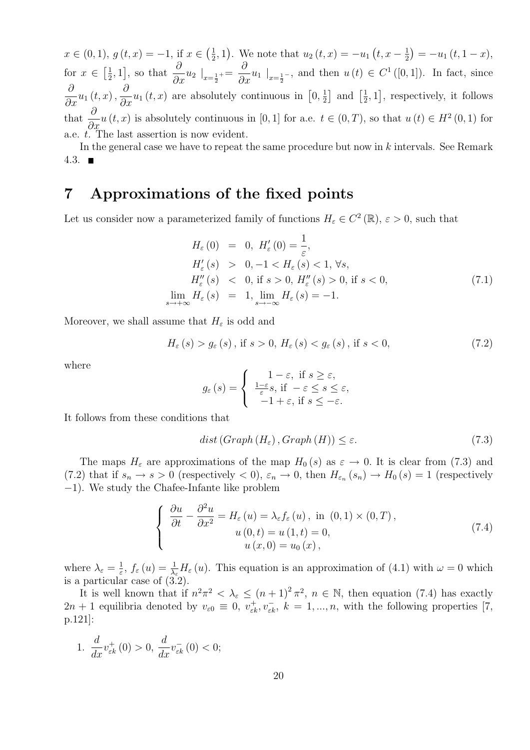$x \in (0,1)$, $g(t,x) = -1$, if $x \in \left(\frac{1}{2}, 1\right)$. We note that $u_2(t,x) = -u_1\left(t, x - \frac{1}{2}\right) = -u_1(t, 1-x)$, for $x \in \left[\frac{1}{2}, 1\right]$, so that $\frac{\partial}{\partial x} u_2 \mid_{x=\frac{1}{2}^+} = \frac{\partial}{\partial x} u_1 \mid_{x=\frac{1}{2}^-}$, and then $u(t) \in C^1([0,1])$. In fact, since $\frac{\partial}{\partial x} u_1(t,x), \frac{\partial}{\partial x} u_1(t,x)$ are absolutely continuous in $\left[0, \frac{1}{2}\right]$ and $\left[\frac{1}{2}, 1\right]$, respectively, it follows that $\frac{\partial}{\partial x} u(t,x)$ is absolutely continuous in $[0,1]$ for a.e. $t \in (0,T)$, so that $u(t) \in H^2(0,1)$ for a.e. $t$. The last assertion is now evident.

In the general case we have to repeat the same procedure but now in $k$ intervals. See Remark 4.3. ■

# 7 Approximations of the fixed points

Let us consider now a parameterized family of functions $H_\varepsilon \in C^2(\mathbb{R})$, $\varepsilon > 0$, such that

$$
\begin{aligned}
H_\varepsilon(0) &= 0,\ H'_\varepsilon(0) = \frac{1}{\varepsilon}, \\
H'_\varepsilon(s) &> 0, -1 < H_\varepsilon(s) < 1,\ \forall s, \\
H''_\varepsilon(s) &< 0, \text{ if } s > 0,\ H''_\varepsilon(s) > 0, \text{ if } s < 0, \\
\lim_{s \to +\infty} H_\varepsilon(s) &= 1,\ \lim_{s \to -\infty} H_\varepsilon(s) = -1.
\end{aligned}
\tag{7.1}
$$

Moreover, we shall assume that $H_\varepsilon$ is odd and

$$
H_\varepsilon(s) > g_\varepsilon(s),\ \text{if } s > 0,\ H_\varepsilon(s) < g_\varepsilon(s),\ \text{if } s < 0, \tag{7.2}
$$

where

$$
g_\varepsilon(s) = \begin{cases} 1 - \varepsilon, \text{ if } s \geq \varepsilon, \\ \frac{1-\varepsilon}{\varepsilon} s, \text{ if } -\varepsilon \leq s \leq \varepsilon, \\ -1 + \varepsilon, \text{ if } s \leq -\varepsilon. \end{cases}
$$

It follows from these conditions that

$$
dist\left(Graph\left(H_\varepsilon\right), Graph\left(H\right)\right) \leq \varepsilon. \tag{7.3}
$$

The maps $H_\varepsilon$ are approximations of the map $H_0(s)$ as $\varepsilon \to 0$. It is clear from (7.3) and (7.2) that if $s_n \to s > 0$ (respectively $< 0$), $\varepsilon_n \to 0$, then $H_{\varepsilon_n}(s_n) \to H_0(s) = 1$ (respectively $-1$). We study the Chafee-Infante like problem

$$
\begin{cases} \dfrac{\partial u}{\partial t} - \dfrac{\partial^2 u}{\partial x^2} = H_\varepsilon(u) = \lambda_\varepsilon f_\varepsilon(u),\ \text{in } (0,1) \times (0,T), \\ u(0,t) = u(1,t) = 0, \\ u(x,0) = u_0(x), \end{cases} \tag{7.4}
$$

where $\lambda_\varepsilon = \frac{1}{\varepsilon}$, $f_\varepsilon(u) = \frac{1}{\lambda_\varepsilon} H_\varepsilon(u)$. This equation is an approximation of (4.1) with $\omega = 0$ which is a particular case of (3.2).

It is well known that if $n^2\pi^2 < \lambda_\varepsilon \leq (n+1)^2 \pi^2$, $n \in \mathbb{N}$, then equation (7.4) has exactly $2n+1$ equilibria denoted by $v_{\varepsilon 0} \equiv 0$, $v^+_{\varepsilon k}, v^-_{\varepsilon k}$, $k = 1, ..., n$, with the following properties [7, p.121]:

1. $\frac{d}{dx} v^+_{\varepsilon k}(0) > 0$, $\frac{d}{dx} v^-_{\varepsilon k}(0) < 0$;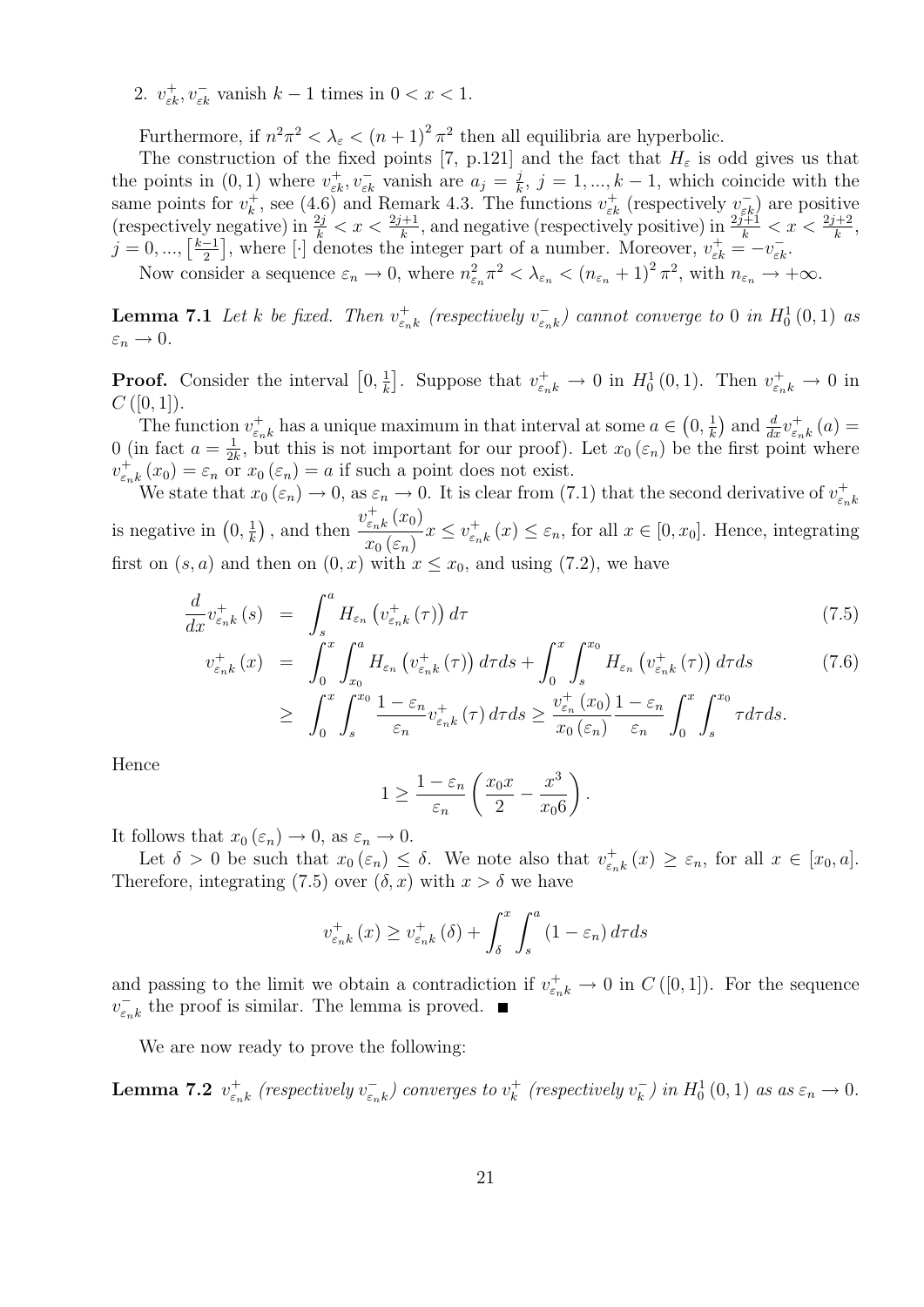2. $v_{\varepsilon k}^{+}, v_{\varepsilon k}^{-}$ vanish $k-1$ times in $0<x<1$.

Furthermore, if $n^2\pi^2 < \lambda_\varepsilon < (n+1)^2\pi^2$ then all equilibria are hyperbolic.

The construction of the fixed points [7, p.121] and the fact that $H_\varepsilon$ is odd gives us that the points in $(0,1)$ where $v_{\varepsilon k}^{+}, v_{\varepsilon k}^{-}$ vanish are $a_j = \frac{j}{k}$, $j=1,...,k-1$, which coincide with the same points for $v_k^{+}$, see (4.6) and Remark 4.3. The functions $v_{\varepsilon k}^{+}$ (respectively $v_{\varepsilon k}^{-}$) are positive (respectively negative) in $\frac{2j}{k} < x < \frac{2j+1}{k}$, and negative (respectively positive) in $\frac{2j+1}{k} < x < \frac{2j+2}{k}$, $j=0,...,\left[\frac{k-1}{2}\right]$, where $[\cdot]$ denotes the integer part of a number. Moreover, $v_{\varepsilon k}^{+} = -v_{\varepsilon k}^{-}$.

Now consider a sequence $\varepsilon_n \to 0$, where $n_{\varepsilon_n}^2\pi^2 < \lambda_{\varepsilon_n} < (n_{\varepsilon_n}+1)^2\pi^2$, with $n_{\varepsilon_n} \to +\infty$.

**Lemma 7.1** *Let $k$ be fixed. Then $v_{\varepsilon_n k}^{+}$ (respectively $v_{\varepsilon_n k}^{-}$) cannot converge to $0$ in $H_0^1(0,1)$ as $\varepsilon_n \to 0$.*

**Proof.** Consider the interval $\left[0,\frac{1}{k}\right]$. Suppose that $v_{\varepsilon_n k}^{+} \to 0$ in $H_0^1(0,1)$. Then $v_{\varepsilon_n k}^{+} \to 0$ in $C([0,1])$.

The function $v_{\varepsilon_n k}^{+}$ has a unique maximum in that interval at some $a \in \left(0,\frac{1}{k}\right)$ and $\frac{d}{dx}v_{\varepsilon_n k}^{+}(a) = 0$ (in fact $a=\frac{1}{2k}$, but this is not important for our proof). Let $x_0(\varepsilon_n)$ be the first point where $v_{\varepsilon_n k}^{+}(x_0) = \varepsilon_n$ or $x_0(\varepsilon_n) = a$ if such a point does not exist.

We state that $x_0(\varepsilon_n) \to 0$, as $\varepsilon_n \to 0$. It is clear from (7.1) that the second derivative of $v_{\varepsilon_n k}^{+}$ is negative in $\left(0,\frac{1}{k}\right)$, and then $\dfrac{v_{\varepsilon_n k}^{+}(x_0)}{x_0(\varepsilon_n)}x \le v_{\varepsilon_n k}^{+}(x) \le \varepsilon_n$, for all $x\in[0,x_0]$. Hence, integrating first on $(s,a)$ and then on $(0,x)$ with $x\le x_0$, and using (7.2), we have

$$
\begin{aligned}
\frac{d}{dx}v_{\varepsilon_n k}^{+}(s) &= \int_s^a H_{\varepsilon_n}\left(v_{\varepsilon_n k}^{+}(\tau)\right)d\tau && (7.5)\\
v_{\varepsilon_n k}^{+}(x) &= \int_0^x\int_{x_0}^a H_{\varepsilon_n}\left(v_{\varepsilon_n k}^{+}(\tau)\right)d\tau ds + \int_0^x\int_s^{x_0} H_{\varepsilon_n}\left(v_{\varepsilon_n k}^{+}(\tau)\right)d\tau ds && (7.6)\\
&\ge \int_0^x\int_s^{x_0}\frac{1-\varepsilon_n}{\varepsilon_n}v_{\varepsilon_n k}^{+}(\tau)\,d\tau ds \ge \frac{v_{\varepsilon_n}^{+}(x_0)}{x_0(\varepsilon_n)}\frac{1-\varepsilon_n}{\varepsilon_n}\int_0^x\int_s^{x_0}\tau d\tau ds.
\end{aligned}
$$

Hence

$$
1 \ge \frac{1-\varepsilon_n}{\varepsilon_n}\left(\frac{x_0 x}{2} - \frac{x^3}{x_0 6}\right).
$$

It follows that $x_0(\varepsilon_n) \to 0$, as $\varepsilon_n \to 0$.

Let $\delta > 0$ be such that $x_0(\varepsilon_n) \le \delta$. We note also that $v_{\varepsilon_n k}^{+}(x) \ge \varepsilon_n$, for all $x \in [x_0,a]$. Therefore, integrating (7.5) over $(\delta,x)$ with $x>\delta$ we have

$$
v_{\varepsilon_n k}^{+}(x) \ge v_{\varepsilon_n k}^{+}(\delta) + \int_\delta^x\int_s^a (1-\varepsilon_n)\,d\tau ds
$$

and passing to the limit we obtain a contradiction if $v_{\varepsilon_n k}^{+} \to 0$ in $C([0,1])$. For the sequence $v_{\varepsilon_n k}^{-}$ the proof is similar. The lemma is proved. ∎

We are now ready to prove the following:

**Lemma 7.2** *$v_{\varepsilon_n k}^{+}$ (respectively $v_{\varepsilon_n k}^{-}$) converges to $v_k^{+}$ (respectively $v_k^{-}$) in $H_0^1(0,1)$ as as $\varepsilon_n \to 0$.*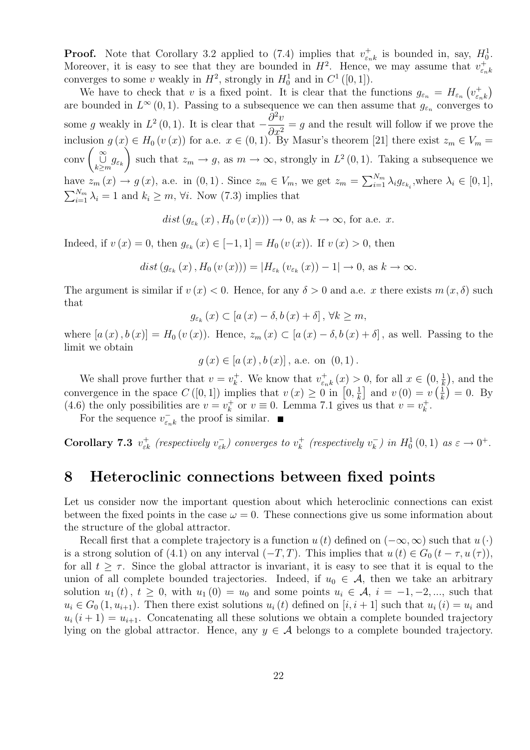**Proof.** Note that Corollary 3.2 applied to (7.4) implies that $v_{\varepsilon_n k}^+$ is bounded in, say, $H_0^1$. Moreover, it is easy to see that they are bounded in $H^2$. Hence, we may assume that $v_{\varepsilon_n k}^+$ converges to some $v$ weakly in $H^2$, strongly in $H_0^1$ and in $C^1([0,1])$.

We have to check that $v$ is a fixed point. It is clear that the functions $g_{\varepsilon_n} = H_{\varepsilon_n}\left(v_{\varepsilon_n k}^+\right)$ are bounded in $L^\infty(0,1)$. Passing to a subsequence we can then assume that $g_{\varepsilon_n}$ converges to some $g$ weakly in $L^2(0,1)$. It is clear that $-\dfrac{\partial^2 v}{\partial x^2} = g$ and the result will follow if we prove the inclusion $g(x) \in H_0(v(x))$ for a.e. $x \in (0,1)$. By Masur's theorem [21] there exist $z_m \in V_m = \operatorname{conv}\left(\bigcup_{k\geq m}^{\infty} g_{\varepsilon_k}\right)$ such that $z_m \to g$, as $m \to \infty$, strongly in $L^2(0,1)$. Taking a subsequence we have $z_m(x) \to g(x)$, a.e. in $(0,1)$. Since $z_m \in V_m$, we get $z_m = \sum_{i=1}^{N_m} \lambda_i g_{\varepsilon_{k_i}}$, where $\lambda_i \in [0,1]$, $\sum_{i=1}^{N_m} \lambda_i = 1$ and $k_i \geq m$, $\forall i$. Now (7.3) implies that

$$dist\left(g_{\varepsilon_k}(x), H_0(v(x))\right) \to 0, \text{ as } k \to \infty, \text{ for a.e. } x.$$

Indeed, if $v(x) = 0$, then $g_{\varepsilon_k}(x) \in [-1,1] = H_0(v(x))$. If $v(x) > 0$, then

$$dist\left(g_{\varepsilon_k}(x), H_0(v(x))\right) = \left|H_{\varepsilon_k}(v_{\varepsilon_k}(x)) - 1\right| \to 0, \text{ as } k \to \infty.$$

The argument is similar if $v(x) < 0$. Hence, for any $\delta > 0$ and a.e. $x$ there exists $m(x,\delta)$ such that

$$g_{\varepsilon_k}(x) \subset [a(x) - \delta, b(x) + \delta], \ \forall k \geq m,$$

where $[a(x), b(x)] = H_0(v(x))$. Hence, $z_m(x) \subset [a(x) - \delta, b(x) + \delta]$, as well. Passing to the limit we obtain

$$g(x) \in [a(x), b(x)], \text{ a.e. on } (0,1).$$

We shall prove further that $v = v_k^+$. We know that $v_{\varepsilon_n k}^+(x) > 0$, for all $x \in \left(0, \frac{1}{k}\right)$, and the convergence in the space $C([0,1])$ implies that $v(x) \geq 0$ in $\left[0, \frac{1}{k}\right]$ and $v(0) = v\left(\frac{1}{k}\right) = 0$. By (4.6) the only possibilities are $v = v_k^+$ or $v \equiv 0$. Lemma 7.1 gives us that $v = v_k^+$.

For the sequence $v_{\varepsilon_n k}^-$ the proof is similar. ■

**Corollary 7.3** *$v_{\varepsilon k}^+$ (respectively $v_{\varepsilon k}^-$) converges to $v_k^+$ (respectively $v_k^-$) in $H_0^1(0,1)$ as $\varepsilon \to 0^+$.*

# 8 Heteroclinic connections between fixed points

Let us consider now the important question about which heteroclinic connections can exist between the fixed points in the case $\omega = 0$. These connections give us some information about the structure of the global attractor.

Recall first that a complete trajectory is a function $u(t)$ defined on $(-\infty, \infty)$ such that $u(\cdot)$ is a strong solution of (4.1) on any interval $(-T, T)$. This implies that $u(t) \in G_0(t - \tau, u(\tau))$, for all $t \geq \tau$. Since the global attractor is invariant, it is easy to see that it is equal to the union of all complete bounded trajectories. Indeed, if $u_0 \in \mathcal{A}$, then we take an arbitrary solution $u_1(t)$, $t \geq 0$, with $u_1(0) = u_0$ and some points $u_i \in \mathcal{A}$, $i = -1, -2, \ldots$, such that $u_i \in G_0(1, u_{i+1})$. Then there exist solutions $u_i(t)$ defined on $[i, i+1]$ such that $u_i(i) = u_i$ and $u_i(i+1) = u_{i+1}$. Concatenating all these solutions we obtain a complete bounded trajectory lying on the global attractor. Hence, any $y \in \mathcal{A}$ belongs to a complete bounded trajectory.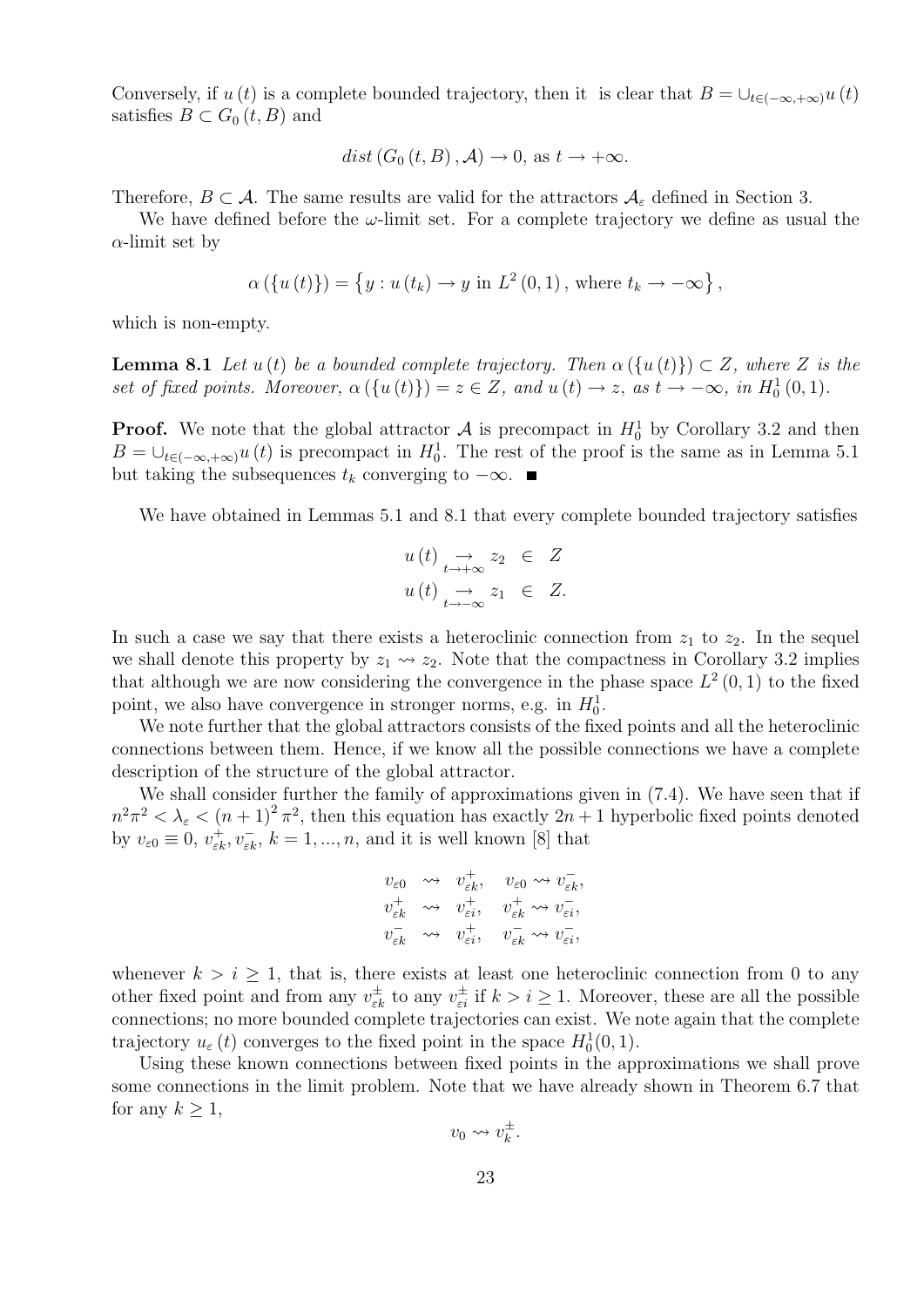Conversely, if $u(t)$ is a complete bounded trajectory, then it is clear that $B = \cup_{t\in(-\infty,+\infty)} u(t)$ satisfies $B \subset G_0(t, B)$ and

$$dist\,(G_0(t,B), \mathcal{A}) \to 0, \text{ as } t \to +\infty.$$

Therefore, $B \subset \mathcal{A}$. The same results are valid for the attractors $\mathcal{A}_\varepsilon$ defined in Section 3.

We have defined before the $\omega$-limit set. For a complete trajectory we define as usual the $\alpha$-limit set by

$$\alpha(\{u(t)\}) = \left\{ y : u(t_k) \to y \text{ in } L^2(0,1), \text{ where } t_k \to -\infty \right\},$$

which is non-empty.

**Lemma 8.1** *Let $u(t)$ be a bounded complete trajectory. Then $\alpha(\{u(t)\}) \subset Z$, where $Z$ is the set of fixed points. Moreover, $\alpha(\{u(t)\}) = z \in Z$, and $u(t) \to z$, as $t \to -\infty$, in $H_0^1(0,1)$.*

**Proof.** We note that the global attractor $\mathcal{A}$ is precompact in $H_0^1$ by Corollary 3.2 and then $B = \cup_{t\in(-\infty,+\infty)} u(t)$ is precompact in $H_0^1$. The rest of the proof is the same as in Lemma 5.1 but taking the subsequences $t_k$ converging to $-\infty$. ■

We have obtained in Lemmas 5.1 and 8.1 that every complete bounded trajectory satisfies

$$\begin{aligned} u(t) &\underset{t\to+\infty}{\to} z_2 \in Z \\ u(t) &\underset{t\to-\infty}{\to} z_1 \in Z. \end{aligned}$$

In such a case we say that there exists a heteroclinic connection from $z_1$ to $z_2$. In the sequel we shall denote this property by $z_1 \rightsquigarrow z_2$. Note that the compactness in Corollary 3.2 implies that although we are now considering the convergence in the phase space $L^2(0,1)$ to the fixed point, we also have convergence in stronger norms, e.g. in $H_0^1$.

We note further that the global attractors consists of the fixed points and all the heteroclinic connections between them. Hence, if we know all the possible connections we have a complete description of the structure of the global attractor.

We shall consider further the family of approximations given in (7.4). We have seen that if $n^2\pi^2 < \lambda_\varepsilon < (n+1)^2\pi^2$, then this equation has exactly $2n+1$ hyperbolic fixed points denoted by $v_{\varepsilon 0} \equiv 0$, $v_{\varepsilon k}^+, v_{\varepsilon k}^-$, $k = 1, ..., n$, and it is well known [8] that

$$\begin{aligned} v_{\varepsilon 0} &\rightsquigarrow v_{\varepsilon k}^+, \quad v_{\varepsilon 0} \rightsquigarrow v_{\varepsilon k}^-, \\ v_{\varepsilon k}^+ &\rightsquigarrow v_{\varepsilon i}^+, \quad v_{\varepsilon k}^+ \rightsquigarrow v_{\varepsilon i}^-, \\ v_{\varepsilon k}^- &\rightsquigarrow v_{\varepsilon i}^+, \quad v_{\varepsilon k}^- \rightsquigarrow v_{\varepsilon i}^-, \end{aligned}$$

whenever $k > i \geq 1$, that is, there exists at least one heteroclinic connection from 0 to any other fixed point and from any $v_{\varepsilon k}^\pm$ to any $v_{\varepsilon i}^\pm$ if $k > i \geq 1$. Moreover, these are all the possible connections; no more bounded complete trajectories can exist. We note again that the complete trajectory $u_\varepsilon(t)$ converges to the fixed point in the space $H_0^1(0,1)$.

Using these known connections between fixed points in the approximations we shall prove some connections in the limit problem. Note that we have already shown in Theorem 6.7 that for any $k \geq 1$,

$$v_0 \rightsquigarrow v_k^\pm.$$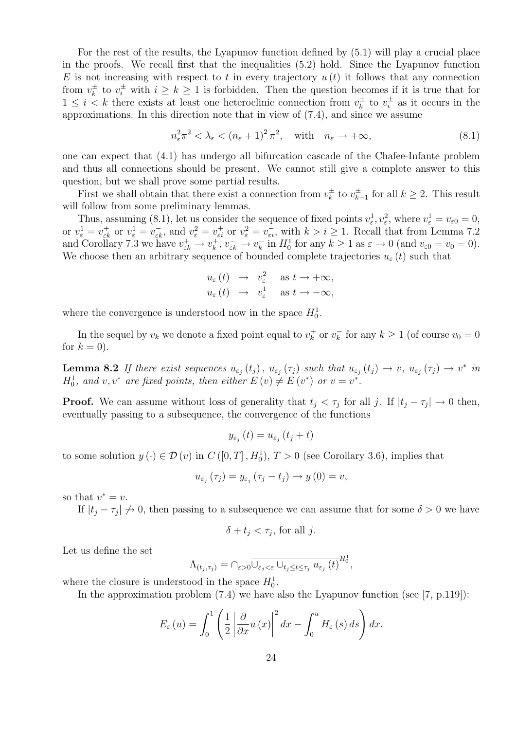For the rest of the results, the Lyapunov function defined by (5.1) will play a crucial place in the proofs. We recall first that the inequalities (5.2) hold. Since the Lyapunov function $E$ is not increasing with respect to $t$ in every trajectory $u(t)$ it follows that any connection from $v_k^{\pm}$ to $v_i^{\pm}$ with $i \geq k \geq 1$ is forbidden. Then the question becomes if it is true that for $1 \leq i < k$ there exists at least one heteroclinic connection from $v_k^{\pm}$ to $v_i^{\pm}$ as it occurs in the approximations. In this direction note that in view of (7.4), and since we assume

$$n_\varepsilon^2 \pi^2 < \lambda_\varepsilon < (n_\varepsilon + 1)^2 \pi^2, \quad \text{with} \quad n_\varepsilon \to +\infty, \tag{8.1}$$

one can expect that (4.1) has undergo all bifurcation cascade of the Chafee-Infante problem and thus all connections should be present. We cannot still give a complete answer to this question, but we shall prove some partial results.

First we shall obtain that there exist a connection from $v_k^{\pm}$ to $v_{k-1}^{\pm}$ for all $k \geq 2$. This result will follow from some preliminary lemmas.

Thus, assuming (8.1), let us consider the sequence of fixed points $v_\varepsilon^1, v_\varepsilon^2$, where $v_\varepsilon^1 = v_{\varepsilon 0} = 0$, or $v_\varepsilon^1 = v_{\varepsilon k}^+$ or $v_\varepsilon^1 = v_{\varepsilon k}^-$, and $v_\varepsilon^2 = v_{\varepsilon i}^+$ or $v_\varepsilon^2 = v_{\varepsilon i}^-$, with $k > i \geq 1$. Recall that from Lemma 7.2 and Corollary 7.3 we have $v_{\varepsilon k}^+ \to v_k^+$, $v_{\varepsilon k}^- \to v_k^-$ in $H_0^1$ for any $k \geq 1$ as $\varepsilon \to 0$ (and $v_{\varepsilon 0} = v_0 = 0$). We choose then an arbitrary sequence of bounded complete trajectories $u_\varepsilon(t)$ such that

$$\begin{aligned} u_\varepsilon(t) &\to v_\varepsilon^2 \quad \text{as } t \to +\infty, \\ u_\varepsilon(t) &\to v_\varepsilon^1 \quad \text{as } t \to -\infty, \end{aligned}$$

where the convergence is understood now in the space $H_0^1$.

In the sequel by $v_k$ we denote a fixed point equal to $v_k^+$ or $v_k^-$ for any $k \geq 1$ (of course $v_0 = 0$ for $k = 0$).

**Lemma 8.2** *If there exist sequences $u_{\varepsilon_j}(t_j)$, $u_{\varepsilon_j}(\tau_j)$ such that $u_{\varepsilon_j}(t_j) \to v$, $u_{\varepsilon_j}(\tau_j) \to v^*$ in $H_0^1$, and $v, v^*$ are fixed points, then either $E(v) \neq E(v^*)$ or $v = v^*$.*

**Proof.** We can assume without loss of generality that $t_j < \tau_j$ for all $j$. If $|t_j - \tau_j| \to 0$ then, eventually passing to a subsequence, the convergence of the functions

$$y_{\varepsilon_j}(t) = u_{\varepsilon_j}(t_j + t)$$

to some solution $y(\cdot) \in \mathcal{D}(v)$ in $C([0,T], H_0^1)$, $T > 0$ (see Corollary 3.6), implies that

$$u_{\varepsilon_j}(\tau_j) = y_{\varepsilon_j}(\tau_j - t_j) \to y(0) = v,$$

so that $v^* = v$.

If $|t_j - \tau_j| \not\to 0$, then passing to a subsequence we can assume that for some $\delta > 0$ we have

$$\delta + t_j < \tau_j, \text{ for all } j.$$

Let us define the set

$$\Lambda_{(t_j, \tau_j)} = \cap_{\varepsilon > 0} \overline{\cup_{\varepsilon_j < \varepsilon} \cup_{t_j \leq t \leq \tau_j} u_{\varepsilon_j}(t)}^{H_0^1},$$

where the closure is understood in the space $H_0^1$.

In the approximation problem (7.4) we have also the Lyapunov function (see [7, p.119]):

$$E_\varepsilon(u) = \int_0^1 \left( \frac{1}{2} \left| \frac{\partial}{\partial x} u(x) \right|^2 dx - \int_0^u H_\varepsilon(s)\, ds \right) dx.$$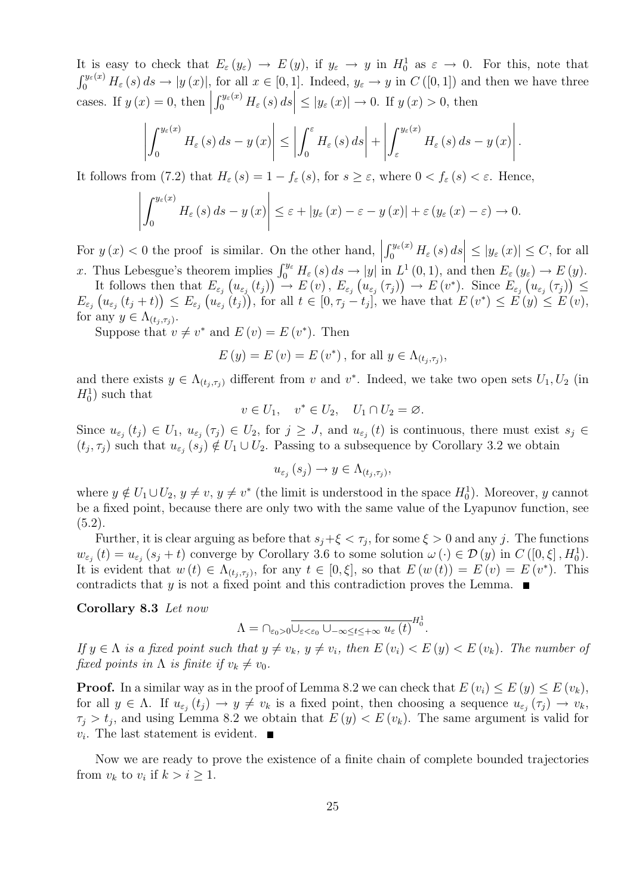It is easy to check that $E_{\varepsilon}(y_{\varepsilon}) \to E(y)$, if $y_{\varepsilon} \to y$ in $H_0^1$ as $\varepsilon \to 0$. For this, note that $\int_0^{y_{\varepsilon}(x)} H_{\varepsilon}(s)\,ds \to |y(x)|$, for all $x \in [0,1]$. Indeed, $y_{\varepsilon} \to y$ in $C([0,1])$ and then we have three cases. If $y(x) = 0$, then $\left|\int_0^{y_{\varepsilon}(x)} H_{\varepsilon}(s)\,ds\right| \leq |y_{\varepsilon}(x)| \to 0$. If $y(x) > 0$, then

$$\left|\int_0^{y_{\varepsilon}(x)} H_{\varepsilon}(s)\,ds - y(x)\right| \leq \left|\int_0^{\varepsilon} H_{\varepsilon}(s)\,ds\right| + \left|\int_{\varepsilon}^{y_{\varepsilon}(x)} H_{\varepsilon}(s)\,ds - y(x)\right|.$$

It follows from (7.2) that $H_{\varepsilon}(s) = 1 - f_{\varepsilon}(s)$, for $s \geq \varepsilon$, where $0 < f_{\varepsilon}(s) < \varepsilon$. Hence,

$$\left|\int_0^{y_{\varepsilon}(x)} H_{\varepsilon}(s)\,ds - y(x)\right| \leq \varepsilon + |y_{\varepsilon}(x) - \varepsilon - y(x)| + \varepsilon(y_{\varepsilon}(x) - \varepsilon) \to 0.$$

For $y(x) < 0$ the proof is similar. On the other hand, $\left|\int_0^{y_{\varepsilon}(x)} H_{\varepsilon}(s)\,ds\right| \leq |y_{\varepsilon}(x)| \leq C$, for all $x$. Thus Lebesgue's theorem implies $\int_0^{y_{\varepsilon}} H_{\varepsilon}(s)\,ds \to |y|$ in $L^1(0,1)$, and then $E_{\varepsilon}(y_{\varepsilon}) \to E(y)$.

It follows then that $E_{\varepsilon_j}(u_{\varepsilon_j}(t_j)) \to E(v)$, $E_{\varepsilon_j}(u_{\varepsilon_j}(\tau_j)) \to E(v^*)$. Since $E_{\varepsilon_j}(u_{\varepsilon_j}(\tau_j)) \leq E_{\varepsilon_j}(u_{\varepsilon_j}(t_j + t)) \leq E_{\varepsilon_j}(u_{\varepsilon_j}(t_j))$, for all $t \in [0, \tau_j - t_j]$, we have that $E(v^*) \leq E(y) \leq E(v)$, for any $y \in \Lambda_{(t_j,\tau_j)}$.

Suppose that $v \neq v^*$ and $E(v) = E(v^*)$. Then

$$E(y) = E(v) = E(v^*), \text{ for all } y \in \Lambda_{(t_j,\tau_j)},$$

and there exists $y \in \Lambda_{(t_j,\tau_j)}$ different from $v$ and $v^*$. Indeed, we take two open sets $U_1, U_2$ (in $H_0^1$) such that

$$v \in U_1, \quad v^* \in U_2, \quad U_1 \cap U_2 = \varnothing.$$

Since $u_{\varepsilon_j}(t_j) \in U_1$, $u_{\varepsilon_j}(\tau_j) \in U_2$, for $j \geq J$, and $u_{\varepsilon_j}(t)$ is continuous, there must exist $s_j \in (t_j, \tau_j)$ such that $u_{\varepsilon_j}(s_j) \notin U_1 \cup U_2$. Passing to a subsequence by Corollary 3.2 we obtain

$$u_{\varepsilon_j}(s_j) \to y \in \Lambda_{(t_j,\tau_j)},$$

where $y \notin U_1 \cup U_2$, $y \neq v$, $y \neq v^*$ (the limit is understood in the space $H_0^1$). Moreover, $y$ cannot be a fixed point, because there are only two with the same value of the Lyapunov function, see (5.2).

Further, it is clear arguing as before that $s_j + \xi < \tau_j$, for some $\xi > 0$ and any $j$. The functions $w_{\varepsilon_j}(t) = u_{\varepsilon_j}(s_j + t)$ converge by Corollary 3.6 to some solution $\omega(\cdot) \in \mathcal{D}(y)$ in $C([0,\xi], H_0^1)$. It is evident that $w(t) \in \Lambda_{(t_j,\tau_j)}$, for any $t \in [0,\xi]$, so that $E(w(t)) = E(v) = E(v^*)$. This contradicts that $y$ is not a fixed point and this contradiction proves the Lemma. ∎

**Corollary 8.3** *Let now*

$$\Lambda = \cap_{\varepsilon_0 > 0} \overline{\cup_{\varepsilon < \varepsilon_0} \cup_{-\infty \leq t \leq +\infty} u_{\varepsilon}(t)}^{H_0^1}.$$

*If $y \in \Lambda$ is a fixed point such that $y \neq v_k$, $y \neq v_i$, then $E(v_i) < E(y) < E(v_k)$. The number of fixed points in $\Lambda$ is finite if $v_k \neq v_0$.*

**Proof.** In a similar way as in the proof of Lemma 8.2 we can check that $E(v_i) \leq E(y) \leq E(v_k)$, for all $y \in \Lambda$. If $u_{\varepsilon_j}(t_j) \to y \neq v_k$ is a fixed point, then choosing a sequence $u_{\varepsilon_j}(\tau_j) \to v_k$, $\tau_j > t_j$, and using Lemma 8.2 we obtain that $E(y) < E(v_k)$. The same argument is valid for $v_i$. The last statement is evident. ∎

Now we are ready to prove the existence of a finite chain of complete bounded trajectories from $v_k$ to $v_i$ if $k > i \geq 1$.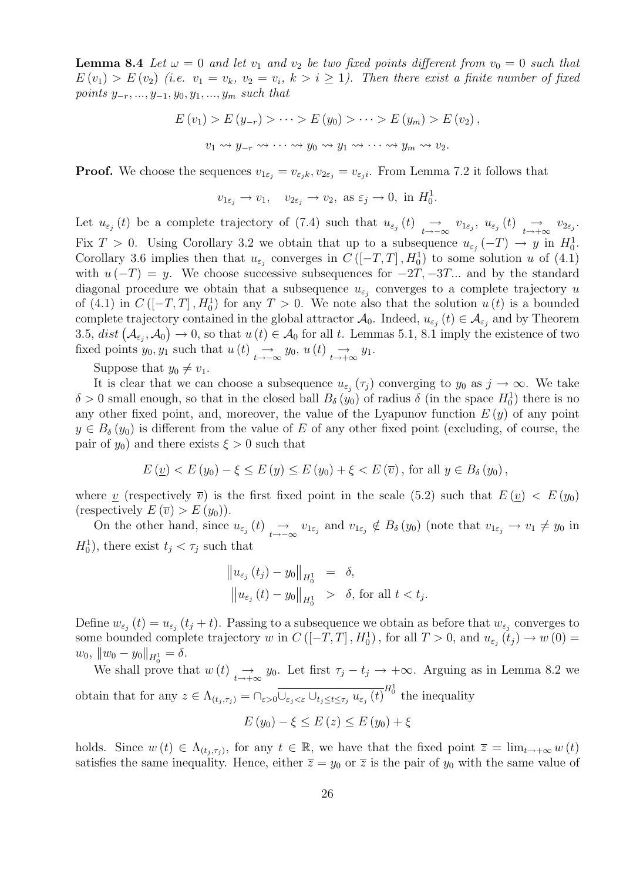**Lemma 8.4** *Let $\omega = 0$ and let $v_1$ and $v_2$ be two fixed points different from $v_0 = 0$ such that $E(v_1) > E(v_2)$ (i.e. $v_1 = v_k$, $v_2 = v_i$, $k > i \geq 1$). Then there exist a finite number of fixed points $y_{-r}, ..., y_{-1}, y_0, y_1, ..., y_m$ such that*

$$E(v_1) > E(y_{-r}) > \cdots > E(y_0) > \cdots > E(y_m) > E(v_2),$$

$$v_1 \rightsquigarrow y_{-r} \rightsquigarrow \cdots \rightsquigarrow y_0 \rightsquigarrow y_1 \rightsquigarrow \cdots \rightsquigarrow y_m \rightsquigarrow v_2.$$

**Proof.** We choose the sequences $v_{1\varepsilon_j} = v_{\varepsilon_j k}, v_{2\varepsilon_j} = v_{\varepsilon_j i}$. From Lemma 7.2 it follows that

$$v_{1\varepsilon_j} \to v_1, \quad v_{2\varepsilon_j} \to v_2, \text{ as } \varepsilon_j \to 0, \text{ in } H_0^1.$$

Let $u_{\varepsilon_j}(t)$ be a complete trajectory of (7.4) such that $u_{\varepsilon_j}(t) \underset{t\to-\infty}{\to} v_{1\varepsilon_j}$, $u_{\varepsilon_j}(t) \underset{t\to+\infty}{\to} v_{2\varepsilon_j}$. Fix $T > 0$. Using Corollary 3.2 we obtain that up to a subsequence $u_{\varepsilon_j}(-T) \to y$ in $H_0^1$. Corollary 3.6 implies then that $u_{\varepsilon_j}$ converges in $C([-T,T], H_0^1)$ to some solution $u$ of (4.1) with $u(-T) = y$. We choose successive subsequences for $-2T, -3T...$ and by the standard diagonal procedure we obtain that a subsequence $u_{\varepsilon_j}$ converges to a complete trajectory $u$ of (4.1) in $C([-T,T], H_0^1)$ for any $T > 0$. We note also that the solution $u(t)$ is a bounded complete trajectory contained in the global attractor $\mathcal{A}_0$. Indeed, $u_{\varepsilon_j}(t) \in \mathcal{A}_{\varepsilon_j}$ and by Theorem 3.5, $dist(\mathcal{A}_{\varepsilon_j}, \mathcal{A}_0) \to 0$, so that $u(t) \in \mathcal{A}_0$ for all $t$. Lemmas 5.1, 8.1 imply the existence of two fixed points $y_0, y_1$ such that $u(t) \underset{t\to-\infty}{\to} y_0$, $u(t) \underset{t\to+\infty}{\to} y_1$.

Suppose that $y_0 \neq v_1$.

It is clear that we can choose a subsequence $u_{\varepsilon_j}(\tau_j)$ converging to $y_0$ as $j \to \infty$. We take $\delta > 0$ small enough, so that in the closed ball $B_\delta(y_0)$ of radius $\delta$ (in the space $H_0^1$) there is no any other fixed point, and, moreover, the value of the Lyapunov function $E(y)$ of any point $y \in B_\delta(y_0)$ is different from the value of $E$ of any other fixed point (excluding, of course, the pair of $y_0$) and there exists $\xi > 0$ such that

$$E(\underline{v}) < E(y_0) - \xi \leq E(y) \leq E(y_0) + \xi < E(\overline{v}), \text{ for all } y \in B_\delta(y_0),$$

where $\underline{v}$ (respectively $\overline{v}$) is the first fixed point in the scale (5.2) such that $E(\underline{v}) < E(y_0)$ (respectively $E(\overline{v}) > E(y_0)$).

On the other hand, since $u_{\varepsilon_j}(t) \underset{t\to-\infty}{\to} v_{1\varepsilon_j}$ and $v_{1\varepsilon_j} \notin B_\delta(y_0)$ (note that $v_{1\varepsilon_j} \to v_1 \neq y_0$ in $H_0^1$), there exist $t_j < \tau_j$ such that

$$\begin{aligned}
\left\|u_{\varepsilon_j}(t_j) - y_0\right\|_{H_0^1} &= \delta, \\
\left\|u_{\varepsilon_j}(t) - y_0\right\|_{H_0^1} &> \delta, \text{ for all } t < t_j.
\end{aligned}$$

Define $w_{\varepsilon_j}(t) = u_{\varepsilon_j}(t_j + t)$. Passing to a subsequence we obtain as before that $w_{\varepsilon_j}$ converges to some bounded complete trajectory $w$ in $C([-T,T], H_0^1)$, for all $T > 0$, and $u_{\varepsilon_j}(t_j) \to w(0) = w_0$, $\|w_0 - y_0\|_{H_0^1} = \delta$.

We shall prove that $w(t) \underset{t\to+\infty}{\to} y_0$. Let first $\tau_j - t_j \to +\infty$. Arguing as in Lemma 8.2 we obtain that for any $z \in \Lambda_{(t_j,\tau_j)} = \cap_{\varepsilon>0} \overline{\cup_{\varepsilon_j<\varepsilon} \cup_{t_j \leq t \leq \tau_j} u_{\varepsilon_j}(t)}^{H_0^1}$ the inequality

$$E(y_0) - \xi \leq E(z) \leq E(y_0) + \xi$$

holds. Since $w(t) \in \Lambda_{(t_j,\tau_j)}$, for any $t \in \mathbb{R}$, we have that the fixed point $\overline{z} = \lim_{t\to+\infty} w(t)$ satisfies the same inequality. Hence, either $\overline{z} = y_0$ or $\overline{z}$ is the pair of $y_0$ with the same value of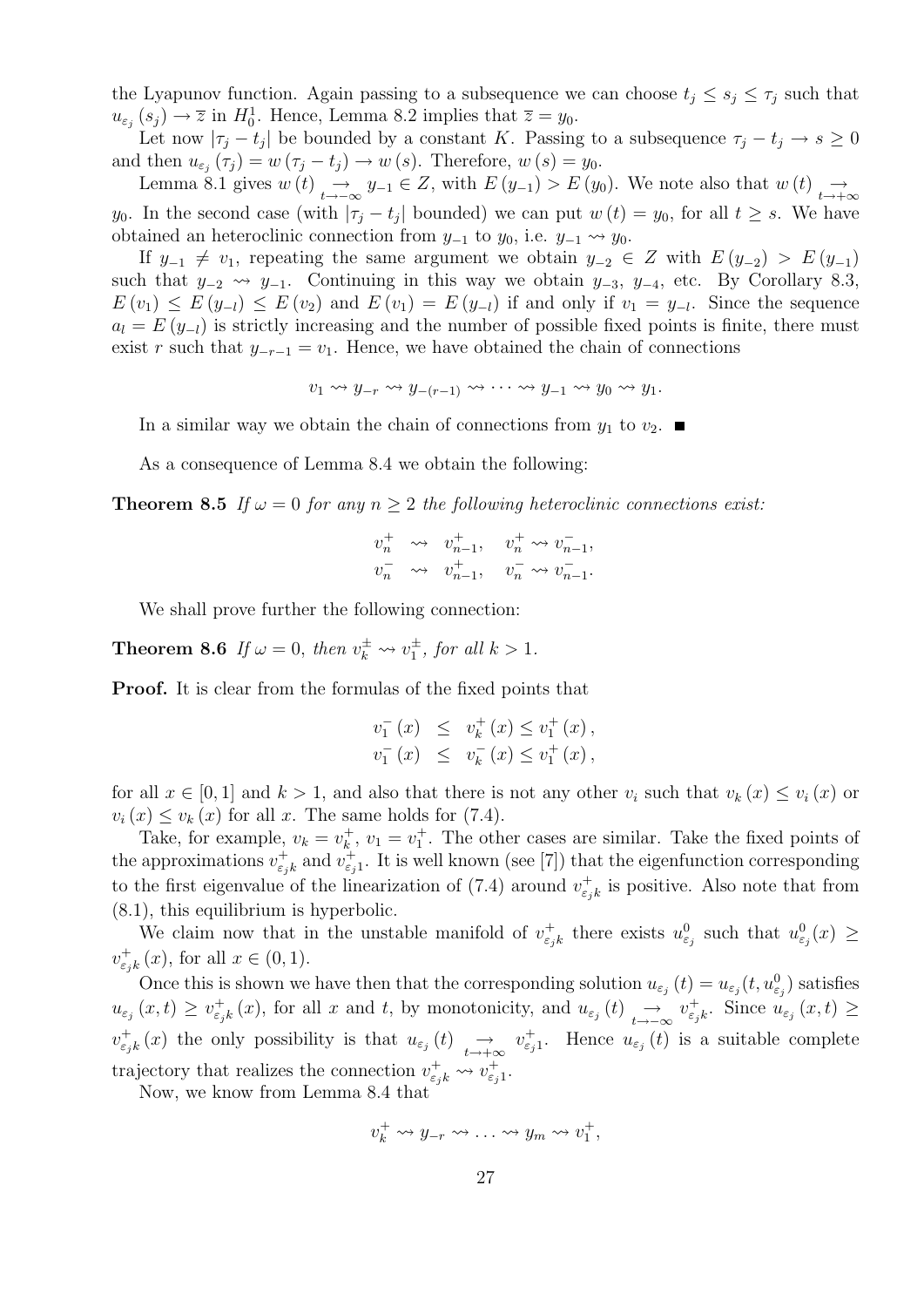the Lyapunov function. Again passing to a subsequence we can choose $t_j \leq s_j \leq \tau_j$ such that $u_{\varepsilon_j}(s_j) \to \overline{z}$ in $H_0^1$. Hence, Lemma 8.2 implies that $\overline{z} = y_0$.

Let now $|\tau_j - t_j|$ be bounded by a constant $K$. Passing to a subsequence $\tau_j - t_j \to s \geq 0$ and then $u_{\varepsilon_j}(\tau_j) = w(\tau_j - t_j) \to w(s)$. Therefore, $w(s) = y_0$.

Lemma 8.1 gives $w(t) \underset{t \to -\infty}{\to} y_{-1} \in Z$, with $E(y_{-1}) > E(y_0)$. We note also that $w(t) \underset{t \to +\infty}{\to} y_0$. In the second case (with $|\tau_j - t_j|$ bounded) we can put $w(t) = y_0$, for all $t \geq s$. We have obtained an heteroclinic connection from $y_{-1}$ to $y_0$, i.e. $y_{-1} \rightsquigarrow y_0$.

If $y_{-1} \neq v_1$, repeating the same argument we obtain $y_{-2} \in Z$ with $E(y_{-2}) > E(y_{-1})$ such that $y_{-2} \rightsquigarrow y_{-1}$. Continuing in this way we obtain $y_{-3}$, $y_{-4}$, etc. By Corollary 8.3, $E(v_1) \leq E(y_{-l}) \leq E(v_2)$ and $E(v_1) = E(y_{-l})$ if and only if $v_1 = y_{-l}$. Since the sequence $a_l = E(y_{-l})$ is strictly increasing and the number of possible fixed points is finite, there must exist $r$ such that $y_{-r-1} = v_1$. Hence, we have obtained the chain of connections

$$v_1 \rightsquigarrow y_{-r} \rightsquigarrow y_{-(r-1)} \rightsquigarrow \cdots \rightsquigarrow y_{-1} \rightsquigarrow y_0 \rightsquigarrow y_1.$$

In a similar way we obtain the chain of connections from $y_1$ to $v_2$. ■

As a consequence of Lemma 8.4 we obtain the following:

**Theorem 8.5** *If $\omega = 0$ for any $n \geq 2$ the following heteroclinic connections exist:*

$$\begin{aligned} v_n^+ &\rightsquigarrow v_{n-1}^+, \quad v_n^+ \rightsquigarrow v_{n-1}^-, \\ v_n^- &\rightsquigarrow v_{n-1}^+, \quad v_n^- \rightsquigarrow v_{n-1}^-. \end{aligned}$$

We shall prove further the following connection:

**Theorem 8.6** *If $\omega = 0$, then $v_k^\pm \rightsquigarrow v_1^\pm$, for all $k > 1$.*

**Proof.** It is clear from the formulas of the fixed points that

$$\begin{aligned} v_1^-(x) &\leq v_k^+(x) \leq v_1^+(x), \\ v_1^-(x) &\leq v_k^-(x) \leq v_1^+(x), \end{aligned}$$

for all $x \in [0,1]$ and $k > 1$, and also that there is not any other $v_i$ such that $v_k(x) \leq v_i(x)$ or $v_i(x) \leq v_k(x)$ for all $x$. The same holds for (7.4).

Take, for example, $v_k = v_k^+$, $v_1 = v_1^+$. The other cases are similar. Take the fixed points of the approximations $v_{\varepsilon_j k}^+$ and $v_{\varepsilon_j 1}^+$. It is well known (see [7]) that the eigenfunction corresponding to the first eigenvalue of the linearization of (7.4) around $v_{\varepsilon_j k}^+$ is positive. Also note that from (8.1), this equilibrium is hyperbolic.

We claim now that in the unstable manifold of $v_{\varepsilon_j k}^+$ there exists $u_{\varepsilon_j}^0$ such that $u_{\varepsilon_j}^0(x) \geq v_{\varepsilon_j k}^+(x)$, for all $x \in (0,1)$.

Once this is shown we have then that the corresponding solution $u_{\varepsilon_j}(t) = u_{\varepsilon_j}(t, u_{\varepsilon_j}^0)$ satisfies $u_{\varepsilon_j}(x,t) \geq v_{\varepsilon_j k}^+(x)$, for all $x$ and $t$, by monotonicity, and $u_{\varepsilon_j}(t) \underset{t \to -\infty}{\to} v_{\varepsilon_j k}^+$. Since $u_{\varepsilon_j}(x,t) \geq v_{\varepsilon_j k}^+(x)$ the only possibility is that $u_{\varepsilon_j}(t) \underset{t \to +\infty}{\to} v_{\varepsilon_j 1}^+$. Hence $u_{\varepsilon_j}(t)$ is a suitable complete trajectory that realizes the connection $v_{\varepsilon_j k}^+ \rightsquigarrow v_{\varepsilon_j 1}^+$.

Now, we know from Lemma 8.4 that

$$v_k^+ \rightsquigarrow y_{-r} \rightsquigarrow \ldots \rightsquigarrow y_m \rightsquigarrow v_1^+,$$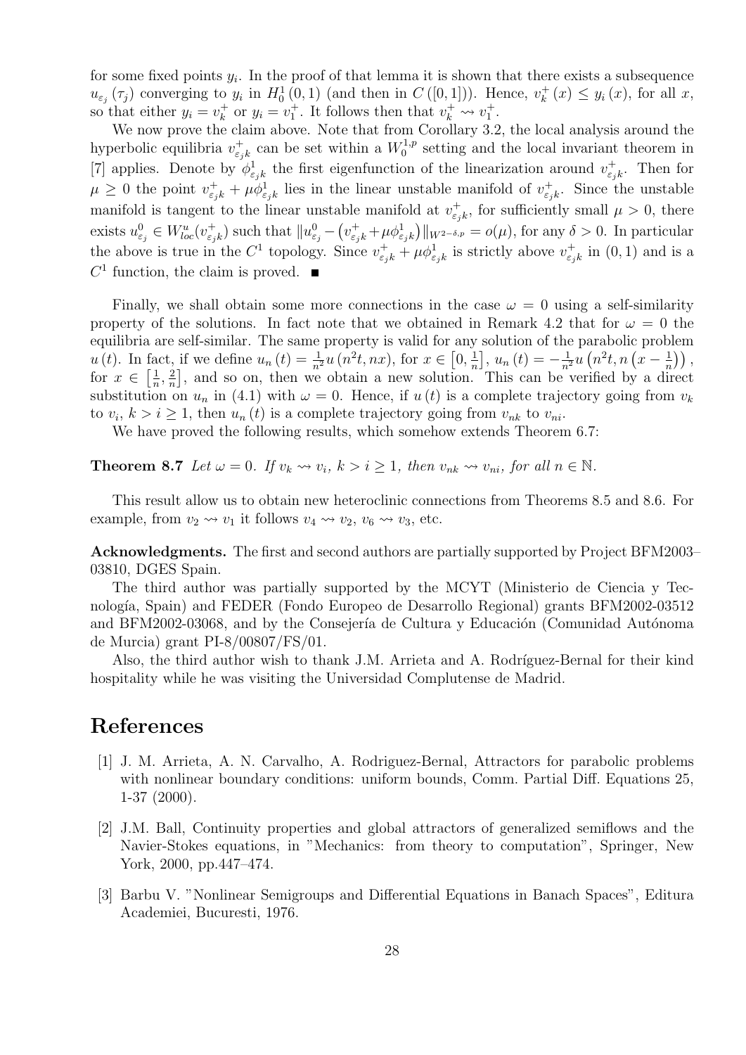for some fixed points $y_i$. In the proof of that lemma it is shown that there exists a subsequence $u_{\varepsilon_j}(\tau_j)$ converging to $y_i$ in $H_0^1(0,1)$ (and then in $C([0,1])$). Hence, $v_k^+(x) \leq y_i(x)$, for all $x$, so that either $y_i = v_k^+$ or $y_i = v_1^+$. It follows then that $v_k^+ \rightsquigarrow v_1^+$.

We now prove the claim above. Note that from Corollary 3.2, the local analysis around the hyperbolic equilibria $v_{\varepsilon_j k}^+$ can be set within a $W_0^{1,p}$ setting and the local invariant theorem in [7] applies. Denote by $\phi_{\varepsilon_j k}^1$ the first eigenfunction of the linearization around $v_{\varepsilon_j k}^+$. Then for $\mu \geq 0$ the point $v_{\varepsilon_j k}^+ + \mu \phi_{\varepsilon_j k}^1$ lies in the linear unstable manifold of $v_{\varepsilon_j k}^+$. Since the unstable manifold is tangent to the linear unstable manifold at $v_{\varepsilon_j k}^+$, for sufficiently small $\mu > 0$, there exists $u_{\varepsilon_j}^0 \in W_{loc}^u(v_{\varepsilon_j k}^+)$ such that $\|u_{\varepsilon_j}^0 - (v_{\varepsilon_j k}^+ + \mu \phi_{\varepsilon_j k}^1)\|_{W^{2-\delta,p}} = o(\mu)$, for any $\delta > 0$. In particular the above is true in the $C^1$ topology. Since $v_{\varepsilon_j k}^+ + \mu \phi_{\varepsilon_j k}^1$ is strictly above $v_{\varepsilon_j k}^+$ in $(0,1)$ and is a $C^1$ function, the claim is proved. ■

Finally, we shall obtain some more connections in the case $\omega = 0$ using a self-similarity property of the solutions. In fact note that we obtained in Remark 4.2 that for $\omega = 0$ the equilibria are self-similar. The same property is valid for any solution of the parabolic problem $u(t)$. In fact, if we define $u_n(t) = \frac{1}{n^2} u(n^2 t, nx)$, for $x \in \left[0, \frac{1}{n}\right]$, $u_n(t) = -\frac{1}{n^2} u\left(n^2 t, n\left(x - \frac{1}{n}\right)\right)$, for $x \in \left[\frac{1}{n}, \frac{2}{n}\right]$, and so on, then we obtain a new solution. This can be verified by a direct substitution on $u_n$ in (4.1) with $\omega = 0$. Hence, if $u(t)$ is a complete trajectory going from $v_k$ to $v_i$, $k > i \geq 1$, then $u_n(t)$ is a complete trajectory going from $v_{nk}$ to $v_{ni}$.

We have proved the following results, which somehow extends Theorem 6.7:

**Theorem 8.7** *Let $\omega = 0$. If $v_k \rightsquigarrow v_i$, $k > i \geq 1$, then $v_{nk} \rightsquigarrow v_{ni}$, for all $n \in \mathbb{N}$.*

This result allow us to obtain new heteroclinic connections from Theorems 8.5 and 8.6. For example, from $v_2 \rightsquigarrow v_1$ it follows $v_4 \rightsquigarrow v_2$, $v_6 \rightsquigarrow v_3$, etc.

**Acknowledgments.** The first and second authors are partially supported by Project BFM2003–03810, DGES Spain.

The third author was partially supported by the MCYT (Ministerio de Ciencia y Tecnología, Spain) and FEDER (Fondo Europeo de Desarrollo Regional) grants BFM2002-03512 and BFM2002-03068, and by the Consejería de Cultura y Educación (Comunidad Autónoma de Murcia) grant PI-8/00807/FS/01.

Also, the third author wish to thank J.M. Arrieta and A. Rodríguez-Bernal for their kind hospitality while he was visiting the Universidad Complutense de Madrid.

# References

[1] J. M. Arrieta, A. N. Carvalho, A. Rodriguez-Bernal, Attractors for parabolic problems with nonlinear boundary conditions: uniform bounds, Comm. Partial Diff. Equations 25, 1-37 (2000).

[2] J.M. Ball, Continuity properties and global attractors of generalized semiflows and the Navier-Stokes equations, in "Mechanics: from theory to computation", Springer, New York, 2000, pp.447–474.

[3] Barbu V. "Nonlinear Semigroups and Differential Equations in Banach Spaces", Editura Academiei, Bucuresti, 1976.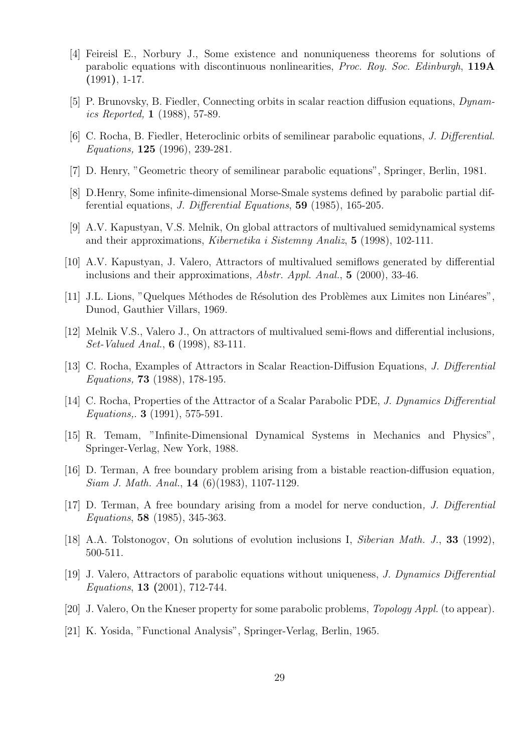[4] Feireisl E., Norbury J., Some existence and nonuniqueness theorems for solutions of parabolic equations with discontinuous nonlinearities, *Proc. Roy. Soc. Edinburgh*, **119A (**1991), 1-17.

[5] P. Brunovsky, B. Fiedler, Connecting orbits in scalar reaction diffusion equations, *Dynamics Reported,* **1** (1988), 57-89.

[6] C. Rocha, B. Fiedler, Heteroclinic orbits of semilinear parabolic equations, *J. Differential. Equations,* **125** (1996), 239-281.

[7] D. Henry, "Geometric theory of semilinear parabolic equations", Springer, Berlin, 1981.

[8] D.Henry, Some infinite-dimensional Morse-Smale systems defined by parabolic partial differential equations, *J. Differential Equations*, **59** (1985), 165-205.

[9] A.V. Kapustyan, V.S. Melnik, On global attractors of multivalued semidynamical systems and their approximations, *Kibernetika i Sistemny Analiz*, **5** (1998), 102-111.

[10] A.V. Kapustyan, J. Valero, Attractors of multivalued semiflows generated by differential inclusions and their approximations, *Abstr. Appl. Anal.*, **5** (2000), 33-46.

[11] J.L. Lions, "Quelques Méthodes de Résolution des Problèmes aux Limites non Linéares", Dunod, Gauthier Villars, 1969.

[12] Melnik V.S., Valero J., On attractors of multivalued semi-flows and differential inclusions, *Set-Valued Anal.*, **6** (1998), 83-111.

[13] C. Rocha, Examples of Attractors in Scalar Reaction-Diffusion Equations, *J. Differential Equations,* **73** (1988), 178-195.

[14] C. Rocha, Properties of the Attractor of a Scalar Parabolic PDE, *J. Dynamics Differential Equations,*. **3** (1991), 575-591.

[15] R. Temam, "Infinite-Dimensional Dynamical Systems in Mechanics and Physics", Springer-Verlag, New York, 1988.

[16] D. Terman, A free boundary problem arising from a bistable reaction-diffusion equation, *Siam J. Math. Anal.*, **14** (6)(1983), 1107-1129.

[17] D. Terman, A free boundary arising from a model for nerve conduction, *J. Differential Equations*, **58** (1985), 345-363.

[18] A.A. Tolstonogov, On solutions of evolution inclusions I, *Siberian Math. J.*, **33** (1992), 500-511.

[19] J. Valero, Attractors of parabolic equations without uniqueness, *J. Dynamics Differential Equations*, **13 (**2001), 712-744.

[20] J. Valero, On the Kneser property for some parabolic problems, *Topology Appl.* (to appear).

[21] K. Yosida, "Functional Analysis", Springer-Verlag, Berlin, 1965.